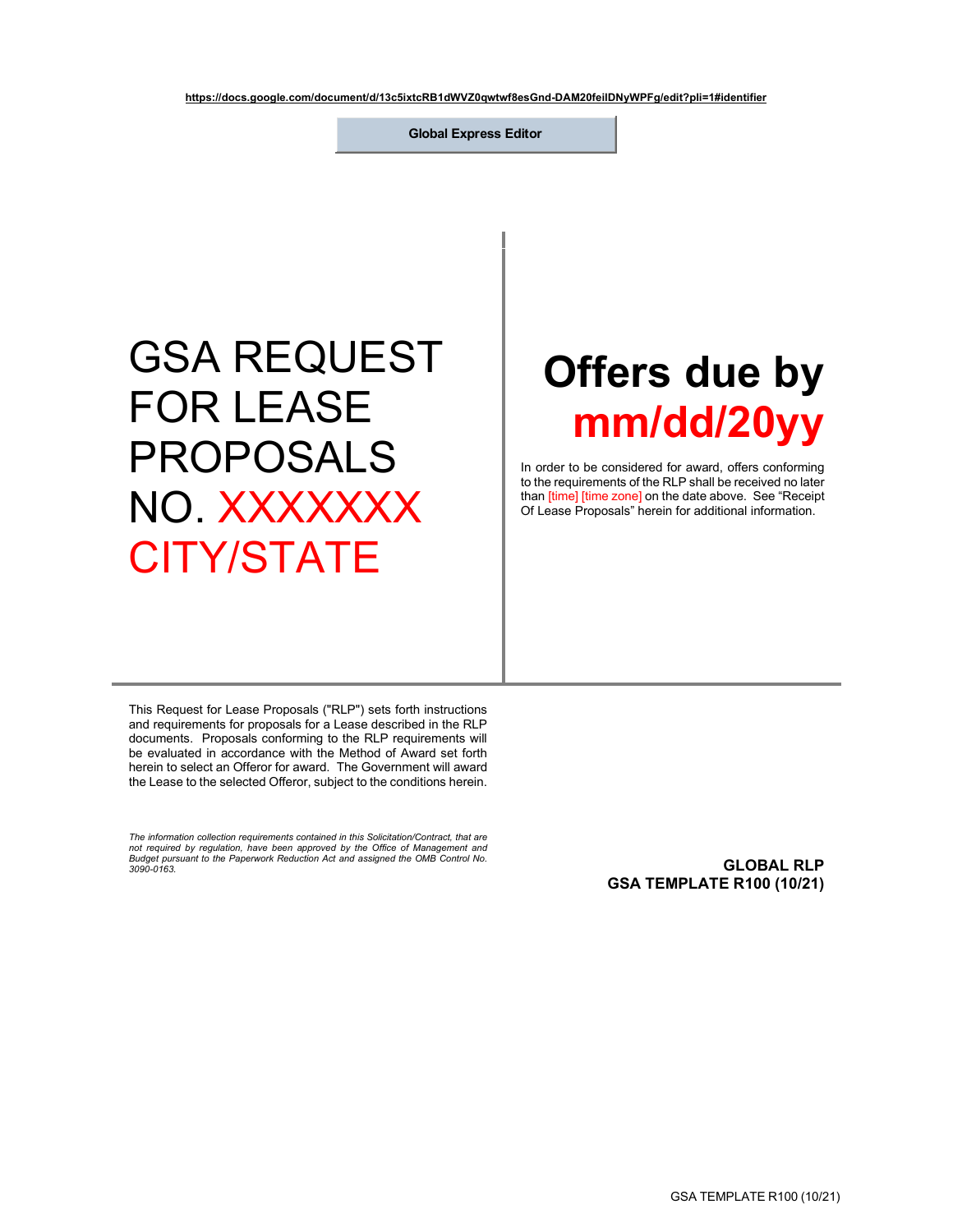https://docs.google.com/document/d/13c5ixtcRB1dWVZ0qwtwf8esGnd-DAM20feilDNyWPFg/edit?pli=1#identifier

**Global Express Editor**

# GSA REQUEST FOR LEASE PROPOSALS NO. XXXXXXX CITY/STATE

# Offers due by mm/dd/20yy

In order to be considered for award, offers conforming to the requirements of the RLP shall be received no later than [time] [time zone] on the date above. See "Receipt Of Lease Proposals" herein for additional information.

This Request for Lease Proposals ("RLP") sets forth instructions and requirements for proposals for a Lease described in the RLP documents. Proposals conforming to the RLP requirements will be evaluated in accordance with the Method of Award set forth herein to select an Offeror for award. The Government will award the Lease to the selected Offeror, subject to the conditions herein.

*The information collection requirements contained in this Solicitation/Contract, that are not required by regulation, have been approved by the Office of Management and Budget pursuant to the Paperwork Reduction Act and assigned the OMB Control No. 3090-0163.*

**GLOBAL RLP**
**GSA TEMPLATE R100 (10/21)**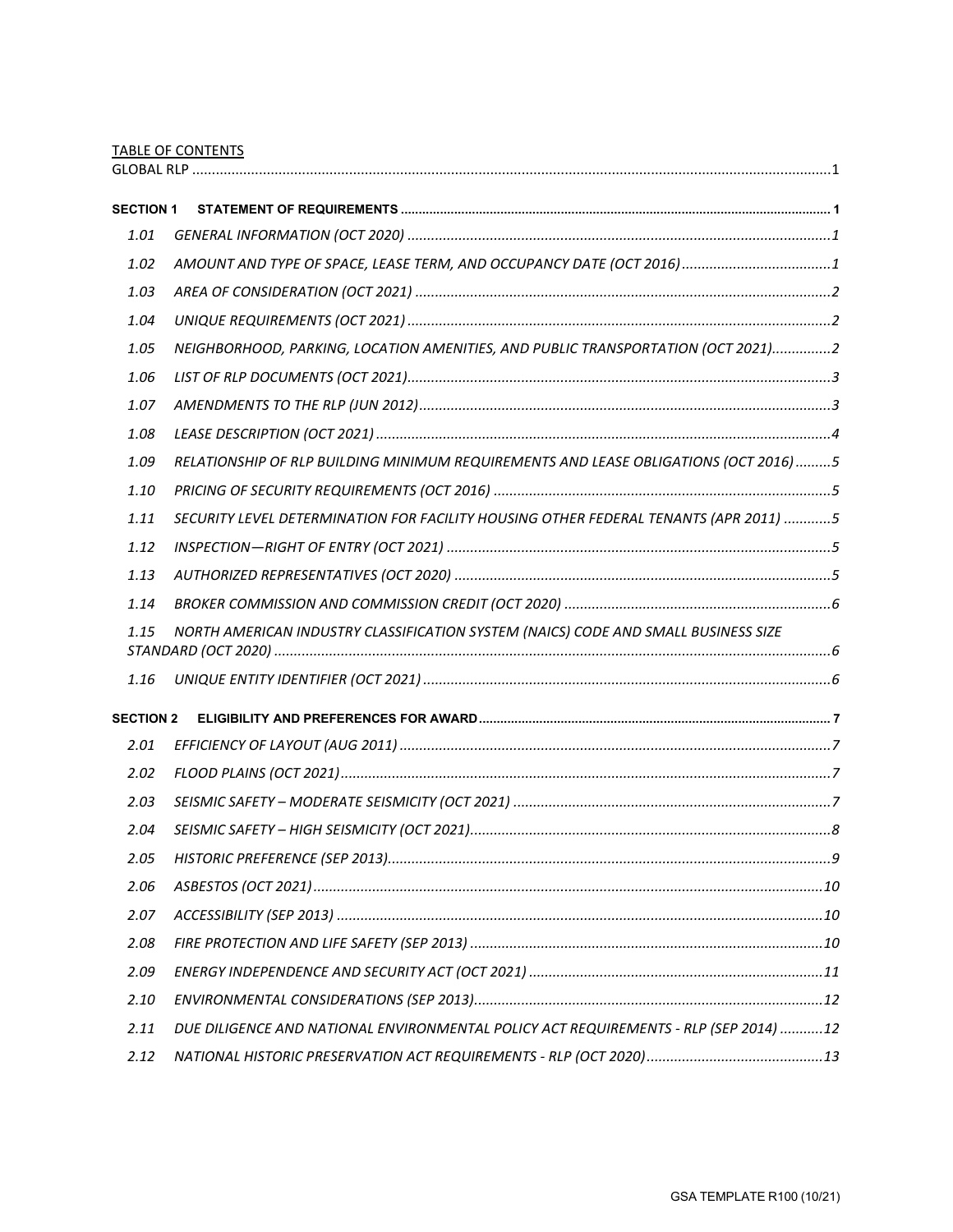TABLE OF CONTENTS

GLOBAL RLP ....................................................................................................................................................1

**SECTION 1 STATEMENT OF REQUIREMENTS** .................................................................................................................. 1

*1.01 GENERAL INFORMATION (OCT 2020)* ............................................................................................1

*1.02 AMOUNT AND TYPE OF SPACE, LEASE TERM, AND OCCUPANCY DATE (OCT 2016)*......................................1

*1.03 AREA OF CONSIDERATION (OCT 2021)* ..........................................................................................2

*1.04 UNIQUE REQUIREMENTS (OCT 2021)* ............................................................................................2

*1.05 NEIGHBORHOOD, PARKING, LOCATION AMENITIES, AND PUBLIC TRANSPORTATION (OCT 2021)*...............2

*1.06 LIST OF RLP DOCUMENTS (OCT 2021)*............................................................................................3

*1.07 AMENDMENTS TO THE RLP (JUN 2012)*..........................................................................................3

*1.08 LEASE DESCRIPTION (OCT 2021)* ....................................................................................................4

*1.09 RELATIONSHIP OF RLP BUILDING MINIMUM REQUIREMENTS AND LEASE OBLIGATIONS (OCT 2016)*.........5

*1.10 PRICING OF SECURITY REQUIREMENTS (OCT 2016)* ......................................................................5

*1.11 SECURITY LEVEL DETERMINATION FOR FACILITY HOUSING OTHER FEDERAL TENANTS (APR 2011)* ............5

*1.12 INSPECTION—RIGHT OF ENTRY (OCT 2021)* ..................................................................................5

*1.13 AUTHORIZED REPRESENTATIVES (OCT 2020)* ..................................................................................5

*1.14 BROKER COMMISSION AND COMMISSION CREDIT (OCT 2020)* ........................................................6

*1.15 NORTH AMERICAN INDUSTRY CLASSIFICATION SYSTEM (NAICS) CODE AND SMALL BUSINESS SIZE STANDARD (OCT 2020)* ..............................................................................................................6

*1.16 UNIQUE ENTITY IDENTIFIER (OCT 2021)* .......................................................................................6

**SECTION 2 ELIGIBILITY AND PREFERENCES FOR AWARD**.................................................................................. 7

*2.01 EFFICIENCY OF LAYOUT (AUG 2011)* .............................................................................................7

*2.02 FLOOD PLAINS (OCT 2021)*............................................................................................................7

*2.03 SEISMIC SAFETY – MODERATE SEISMICITY (OCT 2021)* .................................................................7

*2.04 SEISMIC SAFETY – HIGH SEISMICITY (OCT 2021)*............................................................................8

*2.05 HISTORIC PREFERENCE (SEP 2013)*.................................................................................................9

*2.06 ASBESTOS (OCT 2021)*.................................................................................................................10

*2.07 ACCESSIBILITY (SEP 2013)* ............................................................................................................10

*2.08 FIRE PROTECTION AND LIFE SAFETY (SEP 2013)* ..........................................................................10

*2.09 ENERGY INDEPENDENCE AND SECURITY ACT (OCT 2021)* ............................................................11

*2.10 ENVIRONMENTAL CONSIDERATIONS (SEP 2013)*.........................................................................12

*2.11 DUE DILIGENCE AND NATIONAL ENVIRONMENTAL POLICY ACT REQUIREMENTS - RLP (SEP 2014)* ...........12

*2.12 NATIONAL HISTORIC PRESERVATION ACT REQUIREMENTS - RLP (OCT 2020)*.............................................13

GSA TEMPLATE R100 (10/21)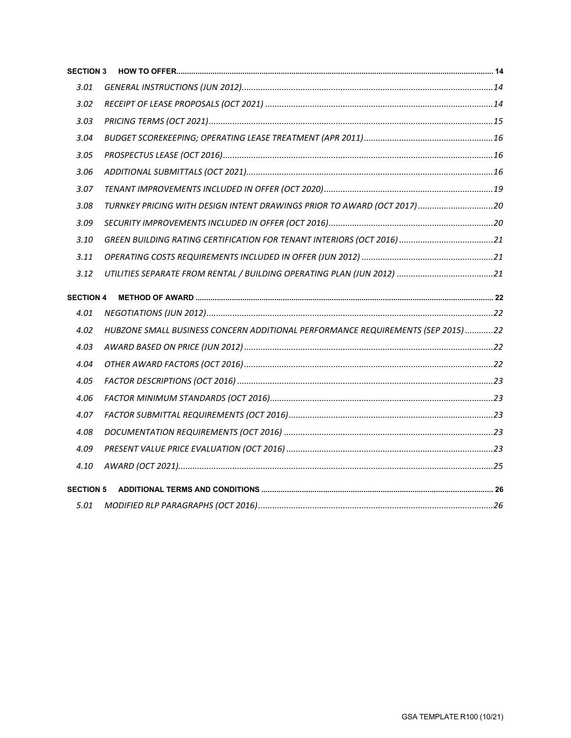**SECTION 3 HOW TO OFFER** ..... 14

3.01 *GENERAL INSTRUCTIONS (JUN 2012)* ..... 14

3.02 *RECEIPT OF LEASE PROPOSALS (OCT 2021)* ..... 14

3.03 *PRICING TERMS (OCT 2021)* ..... 15

3.04 *BUDGET SCOREKEEPING; OPERATING LEASE TREATMENT (APR 2011)* ..... 16

3.05 *PROSPECTUS LEASE (OCT 2016)* ..... 16

3.06 *ADDITIONAL SUBMITTALS (OCT 2021)* ..... 16

3.07 *TENANT IMPROVEMENTS INCLUDED IN OFFER (OCT 2020)* ..... 19

3.08 *TURNKEY PRICING WITH DESIGN INTENT DRAWINGS PRIOR TO AWARD (OCT 2017)* ..... 20

3.09 *SECURITY IMPROVEMENTS INCLUDED IN OFFER (OCT 2016)* ..... 20

3.10 *GREEN BUILDING RATING CERTIFICATION FOR TENANT INTERIORS (OCT 2016)* ..... 21

3.11 *OPERATING COSTS REQUIREMENTS INCLUDED IN OFFER (JUN 2012)* ..... 21

3.12 *UTILITIES SEPARATE FROM RENTAL / BUILDING OPERATING PLAN (JUN 2012)* ..... 21

**SECTION 4 METHOD OF AWARD** ..... 22

4.01 *NEGOTIATIONS (JUN 2012)* ..... 22

4.02 *HUBZONE SMALL BUSINESS CONCERN ADDITIONAL PERFORMANCE REQUIREMENTS (SEP 2015)* ..... 22

4.03 *AWARD BASED ON PRICE (JUN 2012)* ..... 22

4.04 *OTHER AWARD FACTORS (OCT 2016)* ..... 22

4.05 *FACTOR DESCRIPTIONS (OCT 2016)* ..... 23

4.06 *FACTOR MINIMUM STANDARDS (OCT 2016)* ..... 23

4.07 *FACTOR SUBMITTAL REQUIREMENTS (OCT 2016)* ..... 23

4.08 *DOCUMENTATION REQUIREMENTS (OCT 2016)* ..... 23

4.09 *PRESENT VALUE PRICE EVALUATION (OCT 2016)* ..... 23

4.10 *AWARD (OCT 2021)* ..... 25

**SECTION 5 ADDITIONAL TERMS AND CONDITIONS** ..... 26

5.01 *MODIFIED RLP PARAGRAPHS (OCT 2016)* ..... 26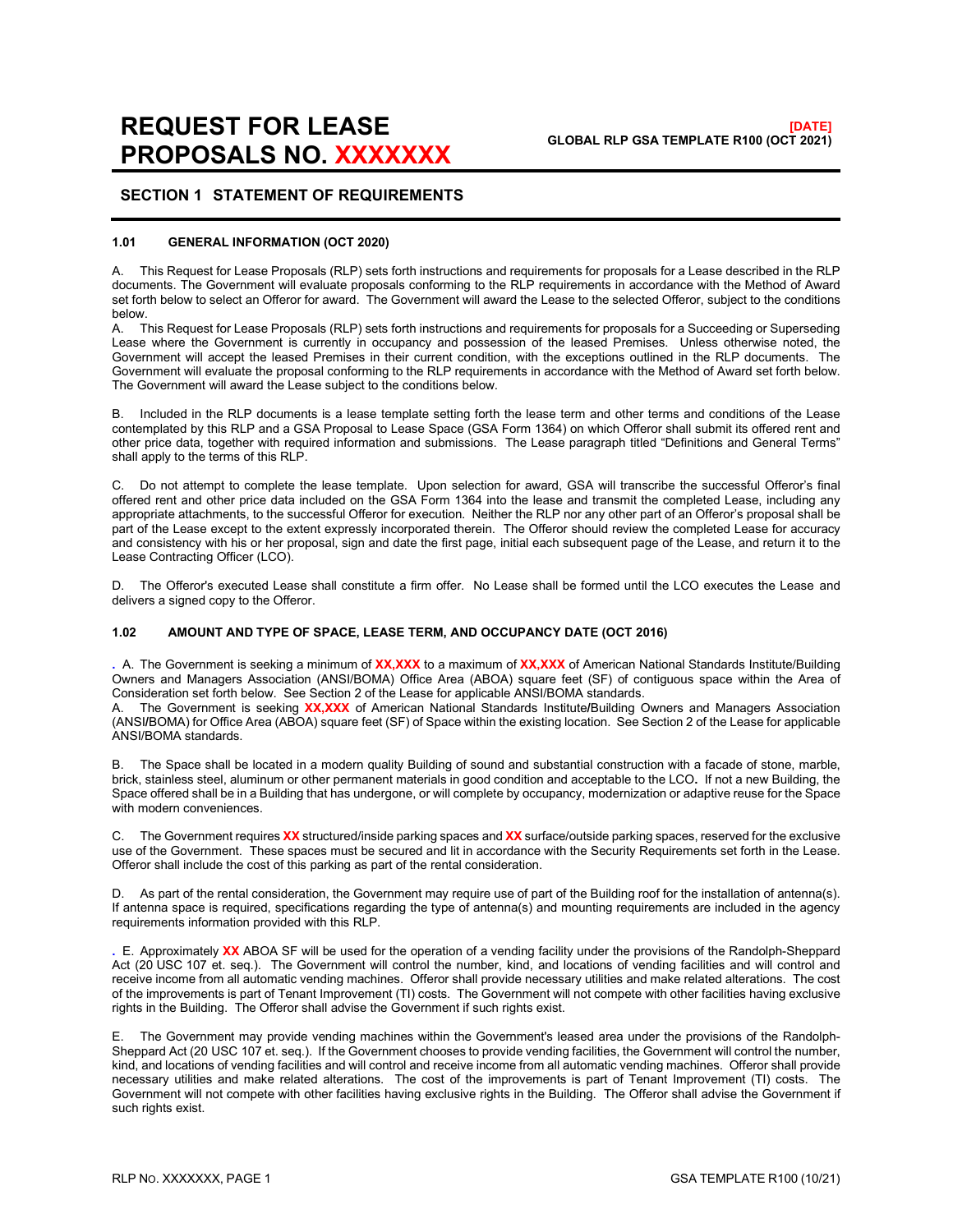# REQUEST FOR LEASE PROPOSALS NO. XXXXXXX

**[DATE]**
**GLOBAL RLP GSA TEMPLATE R100 (OCT 2021)**

## SECTION 1 STATEMENT OF REQUIREMENTS

### 1.01 GENERAL INFORMATION (OCT 2020)

A. This Request for Lease Proposals (RLP) sets forth instructions and requirements for proposals for a Lease described in the RLP documents. The Government will evaluate proposals conforming to the RLP requirements in accordance with the Method of Award set forth below to select an Offeror for award. The Government will award the Lease to the selected Offeror, subject to the conditions below.

A. This Request for Lease Proposals (RLP) sets forth instructions and requirements for proposals for a Succeeding or Superseding Lease where the Government is currently in occupancy and possession of the leased Premises. Unless otherwise noted, the Government will accept the leased Premises in their current condition, with the exceptions outlined in the RLP documents. The Government will evaluate the proposal conforming to the RLP requirements in accordance with the Method of Award set forth below. The Government will award the Lease subject to the conditions below.

B. Included in the RLP documents is a lease template setting forth the lease term and other terms and conditions of the Lease contemplated by this RLP and a GSA Proposal to Lease Space (GSA Form 1364) on which Offeror shall submit its offered rent and other price data, together with required information and submissions. The Lease paragraph titled "Definitions and General Terms" shall apply to the terms of this RLP.

C. Do not attempt to complete the lease template. Upon selection for award, GSA will transcribe the successful Offeror's final offered rent and other price data included on the GSA Form 1364 into the lease and transmit the completed Lease, including any appropriate attachments, to the successful Offeror for execution. Neither the RLP nor any other part of an Offeror's proposal shall be part of the Lease except to the extent expressly incorporated therein. The Offeror should review the completed Lease for accuracy and consistency with his or her proposal, sign and date the first page, initial each subsequent page of the Lease, and return it to the Lease Contracting Officer (LCO).

D. The Offeror's executed Lease shall constitute a firm offer. No Lease shall be formed until the LCO executes the Lease and delivers a signed copy to the Offeror.

### 1.02 AMOUNT AND TYPE OF SPACE, LEASE TERM, AND OCCUPANCY DATE (OCT 2016)

. A. The Government is seeking a minimum of **XX,XXX** to a maximum of **XX,XXX** of American National Standards Institute/Building Owners and Managers Association (ANSI/BOMA) Office Area (ABOA) square feet (SF) of contiguous space within the Area of Consideration set forth below. See Section 2 of the Lease for applicable ANSI/BOMA standards.

A. The Government is seeking **XX,XXX** of American National Standards Institute/Building Owners and Managers Association (ANSI/BOMA) for Office Area (ABOA) square feet (SF) of Space within the existing location. See Section 2 of the Lease for applicable ANSI/BOMA standards.

B. The Space shall be located in a modern quality Building of sound and substantial construction with a facade of stone, marble, brick, stainless steel, aluminum or other permanent materials in good condition and acceptable to the LCO. If not a new Building, the Space offered shall be in a Building that has undergone, or will complete by occupancy, modernization or adaptive reuse for the Space with modern conveniences.

C. The Government requires **XX** structured/inside parking spaces and **XX** surface/outside parking spaces, reserved for the exclusive use of the Government. These spaces must be secured and lit in accordance with the Security Requirements set forth in the Lease. Offeror shall include the cost of this parking as part of the rental consideration.

D. As part of the rental consideration, the Government may require use of part of the Building roof for the installation of antenna(s). If antenna space is required, specifications regarding the type of antenna(s) and mounting requirements are included in the agency requirements information provided with this RLP.

. E. Approximately **XX** ABOA SF will be used for the operation of a vending facility under the provisions of the Randolph-Sheppard Act (20 USC 107 et. seq.). The Government will control the number, kind, and locations of vending facilities and will control and receive income from all automatic vending machines. Offeror shall provide necessary utilities and make related alterations. The cost of the improvements is part of Tenant Improvement (TI) costs. The Government will not compete with other facilities having exclusive rights in the Building. The Offeror shall advise the Government if such rights exist.

E. The Government may provide vending machines within the Government's leased area under the provisions of the Randolph-Sheppard Act (20 USC 107 et. seq.). If the Government chooses to provide vending facilities, the Government will control the number, kind, and locations of vending facilities and will control and receive income from all automatic vending machines. Offeror shall provide necessary utilities and make related alterations. The cost of the improvements is part of Tenant Improvement (TI) costs. The Government will not compete with other facilities having exclusive rights in the Building. The Offeror shall advise the Government if such rights exist.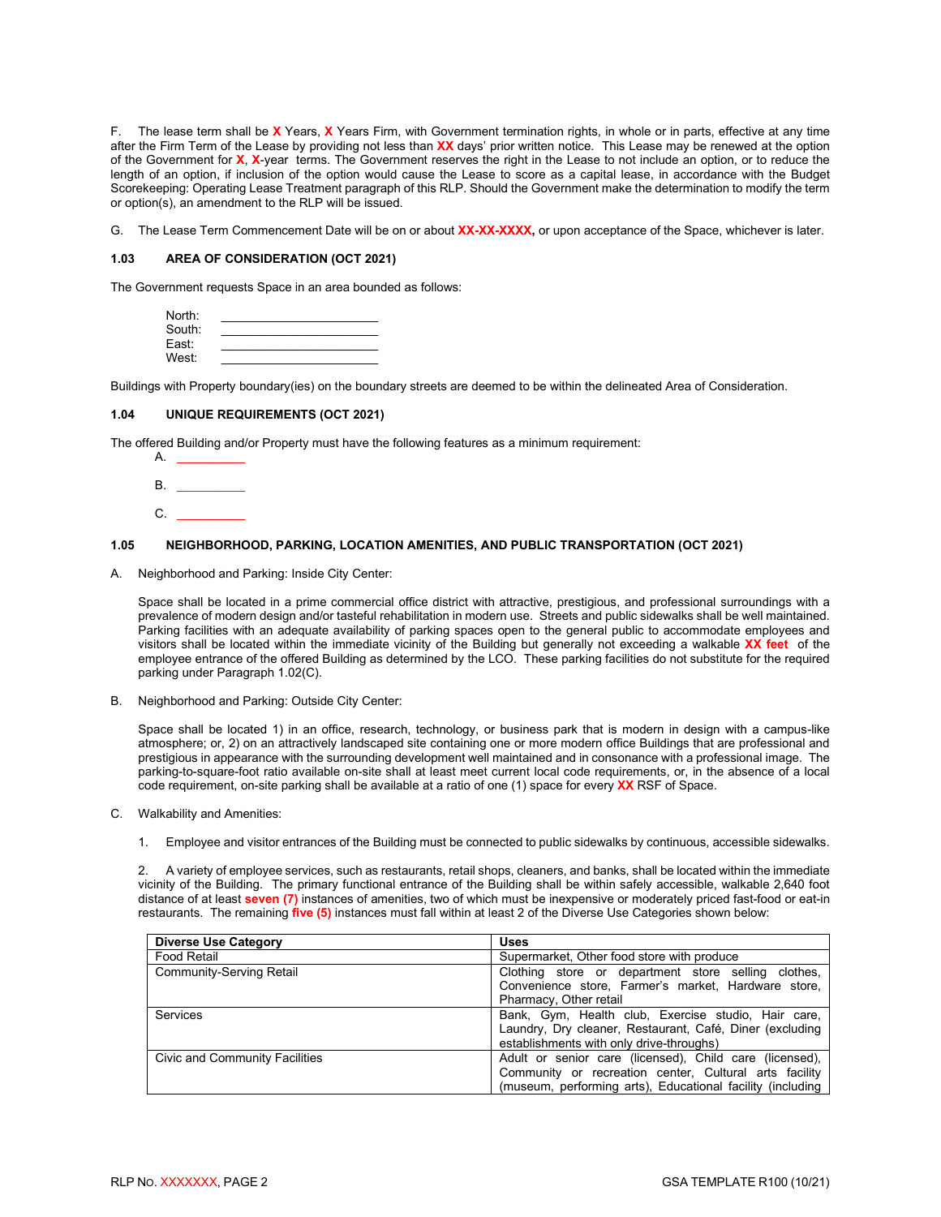F. The lease term shall be **X** Years, **X** Years Firm, with Government termination rights, in whole or in parts, effective at any time after the Firm Term of the Lease by providing not less than **XX** days' prior written notice. This Lease may be renewed at the option of the Government for **X**, **X**-year terms. The Government reserves the right in the Lease to not include an option, or to reduce the length of an option, if inclusion of the option would cause the Lease to score as a capital lease, in accordance with the Budget Scorekeeping: Operating Lease Treatment paragraph of this RLP. Should the Government make the determination to modify the term or option(s), an amendment to the RLP will be issued.

G. The Lease Term Commencement Date will be on or about **XX-XX-XXXX,** or upon acceptance of the Space, whichever is later.

### 1.03 AREA OF CONSIDERATION (OCT 2021)

The Government requests Space in an area bounded as follows:

North: ______________________
South: ______________________
East: ______________________
West: ______________________

Buildings with Property boundary(ies) on the boundary streets are deemed to be within the delineated Area of Consideration.

### 1.04 UNIQUE REQUIREMENTS (OCT 2021)

The offered Building and/or Property must have the following features as a minimum requirement:

A. __________

B. __________

C. __________

### 1.05 NEIGHBORHOOD, PARKING, LOCATION AMENITIES, AND PUBLIC TRANSPORTATION (OCT 2021)

A. Neighborhood and Parking: Inside City Center:

Space shall be located in a prime commercial office district with attractive, prestigious, and professional surroundings with a prevalence of modern design and/or tasteful rehabilitation in modern use. Streets and public sidewalks shall be well maintained. Parking facilities with an adequate availability of parking spaces open to the general public to accommodate employees and visitors shall be located within the immediate vicinity of the Building but generally not exceeding a walkable **XX feet** of the employee entrance of the offered Building as determined by the LCO. These parking facilities do not substitute for the required parking under Paragraph 1.02(C).

B. Neighborhood and Parking: Outside City Center:

Space shall be located 1) in an office, research, technology, or business park that is modern in design with a campus-like atmosphere; or, 2) on an attractively landscaped site containing one or more modern office Buildings that are professional and prestigious in appearance with the surrounding development well maintained and in consonance with a professional image. The parking-to-square-foot ratio available on-site shall at least meet current local code requirements, or, in the absence of a local code requirement, on-site parking shall be available at a ratio of one (1) space for every **XX** RSF of Space.

C. Walkability and Amenities:

1. Employee and visitor entrances of the Building must be connected to public sidewalks by continuous, accessible sidewalks.

2. A variety of employee services, such as restaurants, retail shops, cleaners, and banks, shall be located within the immediate vicinity of the Building. The primary functional entrance of the Building shall be within safely accessible, walkable 2,640 foot distance of at least **seven (7)** instances of amenities, two of which must be inexpensive or moderately priced fast-food or eat-in restaurants. The remaining **five (5)** instances must fall within at least 2 of the Diverse Use Categories shown below:

| Diverse Use Category | Uses |
|---|---|
| Food Retail | Supermarket, Other food store with produce |
| Community-Serving Retail | Clothing store or department store selling clothes, Convenience store, Farmer's market, Hardware store, Pharmacy, Other retail |
| Services | Bank, Gym, Health club, Exercise studio, Hair care, Laundry, Dry cleaner, Restaurant, Café, Diner (excluding establishments with only drive-throughs) |
| Civic and Community Facilities | Adult or senior care (licensed), Child care (licensed), Community or recreation center, Cultural arts facility (museum, performing arts), Educational facility (including |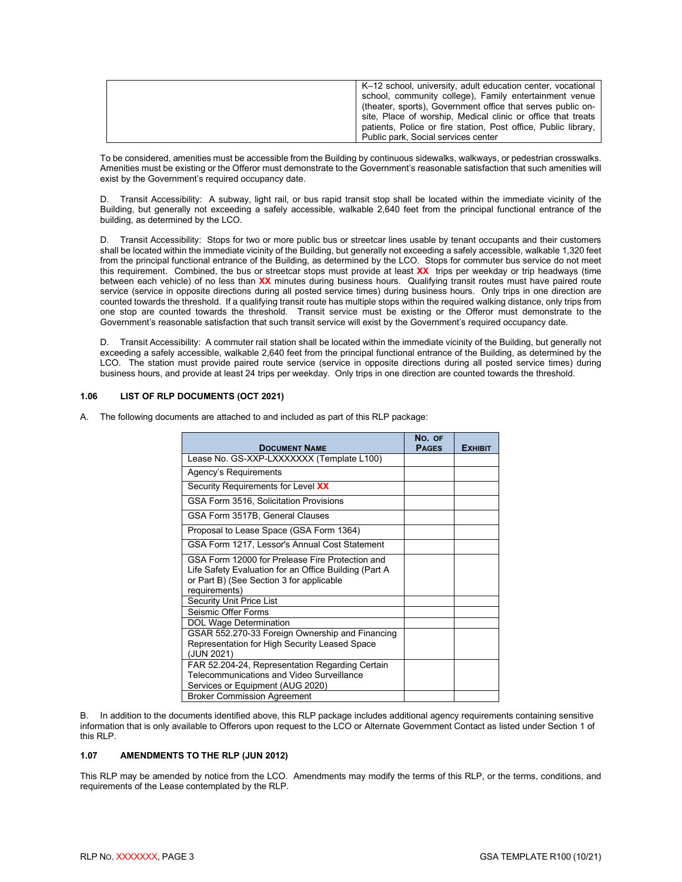| | K–12 school, university, adult education center, vocational school, community college), Family entertainment venue (theater, sports), Government office that serves public on-site, Place of worship, Medical clinic or office that treats patients, Police or fire station, Post office, Public library, Public park, Social services center |
|---|---|

To be considered, amenities must be accessible from the Building by continuous sidewalks, walkways, or pedestrian crosswalks. Amenities must be existing or the Offeror must demonstrate to the Government's reasonable satisfaction that such amenities will exist by the Government's required occupancy date.

D. Transit Accessibility: A subway, light rail, or bus rapid transit stop shall be located within the immediate vicinity of the Building, but generally not exceeding a safely accessible, walkable 2,640 feet from the principal functional entrance of the building, as determined by the LCO.

D. Transit Accessibility: Stops for two or more public bus or streetcar lines usable by tenant occupants and their customers shall be located within the immediate vicinity of the Building, but generally not exceeding a safely accessible, walkable 1,320 feet from the principal functional entrance of the Building, as determined by the LCO. Stops for commuter bus service do not meet this requirement. Combined, the bus or streetcar stops must provide at least **XX** trips per weekday or trip headways (time between each vehicle) of no less than **XX** minutes during business hours. Qualifying transit routes must have paired route service (service in opposite directions during all posted service times) during business hours. Only trips in one direction are counted towards the threshold. If a qualifying transit route has multiple stops within the required walking distance, only trips from one stop are counted towards the threshold. Transit service must be existing or the Offeror must demonstrate to the Government's reasonable satisfaction that such transit service will exist by the Government's required occupancy date.

D. Transit Accessibility: A commuter rail station shall be located within the immediate vicinity of the Building, but generally not exceeding a safely accessible, walkable 2,640 feet from the principal functional entrance of the Building, as determined by the LCO. The station must provide paired route service (service in opposite directions during all posted service times) during business hours, and provide at least 24 trips per weekday. Only trips in one direction are counted towards the threshold.

### 1.06 LIST OF RLP DOCUMENTS (OCT 2021)

A. The following documents are attached to and included as part of this RLP package:

| Document Name | No. of Pages | Exhibit |
|---|---|---|
| Lease No. GS-XXP-LXXXXXXX (Template L100) | | |
| Agency's Requirements | | |
| Security Requirements for Level **XX** | | |
| GSA Form 3516, Solicitation Provisions | | |
| GSA Form 3517B, General Clauses | | |
| Proposal to Lease Space (GSA Form 1364) | | |
| GSA Form 1217, Lessor's Annual Cost Statement | | |
| GSA Form 12000 for Prelease Fire Protection and Life Safety Evaluation for an Office Building (Part A or Part B) (See Section 3 for applicable requirements) | | |
| Security Unit Price List | | |
| Seismic Offer Forms | | |
| DOL Wage Determination | | |
| GSAR 552.270-33 Foreign Ownership and Financing Representation for High Security Leased Space (JUN 2021) | | |
| FAR 52.204-24, Representation Regarding Certain Telecommunications and Video Surveillance Services or Equipment (AUG 2020) | | |
| Broker Commission Agreement | | |

B. In addition to the documents identified above, this RLP package includes additional agency requirements containing sensitive information that is only available to Offerors upon request to the LCO or Alternate Government Contact as listed under Section 1 of this RLP.

### 1.07 AMENDMENTS TO THE RLP (JUN 2012)

This RLP may be amended by notice from the LCO. Amendments may modify the terms of this RLP, or the terms, conditions, and requirements of the Lease contemplated by the RLP.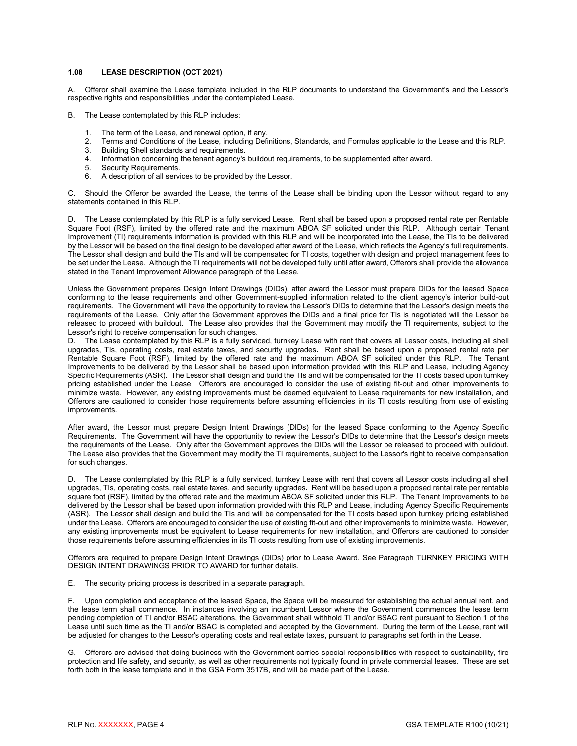### 1.08 LEASE DESCRIPTION (OCT 2021)

A. Offeror shall examine the Lease template included in the RLP documents to understand the Government's and the Lessor's respective rights and responsibilities under the contemplated Lease.

B. The Lease contemplated by this RLP includes:

1. The term of the Lease, and renewal option, if any.
2. Terms and Conditions of the Lease, including Definitions, Standards, and Formulas applicable to the Lease and this RLP.
3. Building Shell standards and requirements.
4. Information concerning the tenant agency's buildout requirements, to be supplemented after award.
5. Security Requirements.
6. A description of all services to be provided by the Lessor.

C. Should the Offeror be awarded the Lease, the terms of the Lease shall be binding upon the Lessor without regard to any statements contained in this RLP.

D. The Lease contemplated by this RLP is a fully serviced Lease. Rent shall be based upon a proposed rental rate per Rentable Square Foot (RSF), limited by the offered rate and the maximum ABOA SF solicited under this RLP. Although certain Tenant Improvement (TI) requirements information is provided with this RLP and will be incorporated into the Lease, the TIs to be delivered by the Lessor will be based on the final design to be developed after award of the Lease, which reflects the Agency's full requirements. The Lessor shall design and build the TIs and will be compensated for TI costs, together with design and project management fees to be set under the Lease. Although the TI requirements will not be developed fully until after award, Offerors shall provide the allowance stated in the Tenant Improvement Allowance paragraph of the Lease.

Unless the Government prepares Design Intent Drawings (DIDs), after award the Lessor must prepare DIDs for the leased Space conforming to the lease requirements and other Government-supplied information related to the client agency's interior build-out requirements. The Government will have the opportunity to review the Lessor's DIDs to determine that the Lessor's design meets the requirements of the Lease. Only after the Government approves the DIDs and a final price for TIs is negotiated will the Lessor be released to proceed with buildout. The Lease also provides that the Government may modify the TI requirements, subject to the Lessor's right to receive compensation for such changes.

D. The Lease contemplated by this RLP is a fully serviced, turnkey Lease with rent that covers all Lessor costs, including all shell upgrades, TIs, operating costs, real estate taxes, and security upgrades. Rent shall be based upon a proposed rental rate per Rentable Square Foot (RSF), limited by the offered rate and the maximum ABOA SF solicited under this RLP. The Tenant Improvements to be delivered by the Lessor shall be based upon information provided with this RLP and Lease, including Agency Specific Requirements (ASR). The Lessor shall design and build the TIs and will be compensated for the TI costs based upon turnkey pricing established under the Lease. Offerors are encouraged to consider the use of existing fit-out and other improvements to minimize waste. However, any existing improvements must be deemed equivalent to Lease requirements for new installation, and Offerors are cautioned to consider those requirements before assuming efficiencies in its TI costs resulting from use of existing improvements.

After award, the Lessor must prepare Design Intent Drawings (DIDs) for the leased Space conforming to the Agency Specific Requirements. The Government will have the opportunity to review the Lessor's DIDs to determine that the Lessor's design meets the requirements of the Lease. Only after the Government approves the DIDs will the Lessor be released to proceed with buildout. The Lease also provides that the Government may modify the TI requirements, subject to the Lessor's right to receive compensation for such changes.

D. The Lease contemplated by this RLP is a fully serviced, turnkey Lease with rent that covers all Lessor costs including all shell upgrades, TIs, operating costs, real estate taxes, and security upgrades. Rent will be based upon a proposed rental rate per rentable square foot (RSF), limited by the offered rate and the maximum ABOA SF solicited under this RLP. The Tenant Improvements to be delivered by the Lessor shall be based upon information provided with this RLP and Lease, including Agency Specific Requirements (ASR). The Lessor shall design and build the TIs and will be compensated for the TI costs based upon turnkey pricing established under the Lease. Offerors are encouraged to consider the use of existing fit-out and other improvements to minimize waste. However, any existing improvements must be equivalent to Lease requirements for new installation, and Offerors are cautioned to consider those requirements before assuming efficiencies in its TI costs resulting from use of existing improvements.

Offerors are required to prepare Design Intent Drawings (DIDs) prior to Lease Award. See Paragraph TURNKEY PRICING WITH DESIGN INTENT DRAWINGS PRIOR TO AWARD for further details.

E. The security pricing process is described in a separate paragraph.

F. Upon completion and acceptance of the leased Space, the Space will be measured for establishing the actual annual rent, and the lease term shall commence. In instances involving an incumbent Lessor where the Government commences the lease term pending completion of TI and/or BSAC alterations, the Government shall withhold TI and/or BSAC rent pursuant to Section 1 of the Lease until such time as the TI and/or BSAC is completed and accepted by the Government. During the term of the Lease, rent will be adjusted for changes to the Lessor's operating costs and real estate taxes, pursuant to paragraphs set forth in the Lease.

G. Offerors are advised that doing business with the Government carries special responsibilities with respect to sustainability, fire protection and life safety, and security, as well as other requirements not typically found in private commercial leases. These are set forth both in the lease template and in the GSA Form 3517B, and will be made part of the Lease.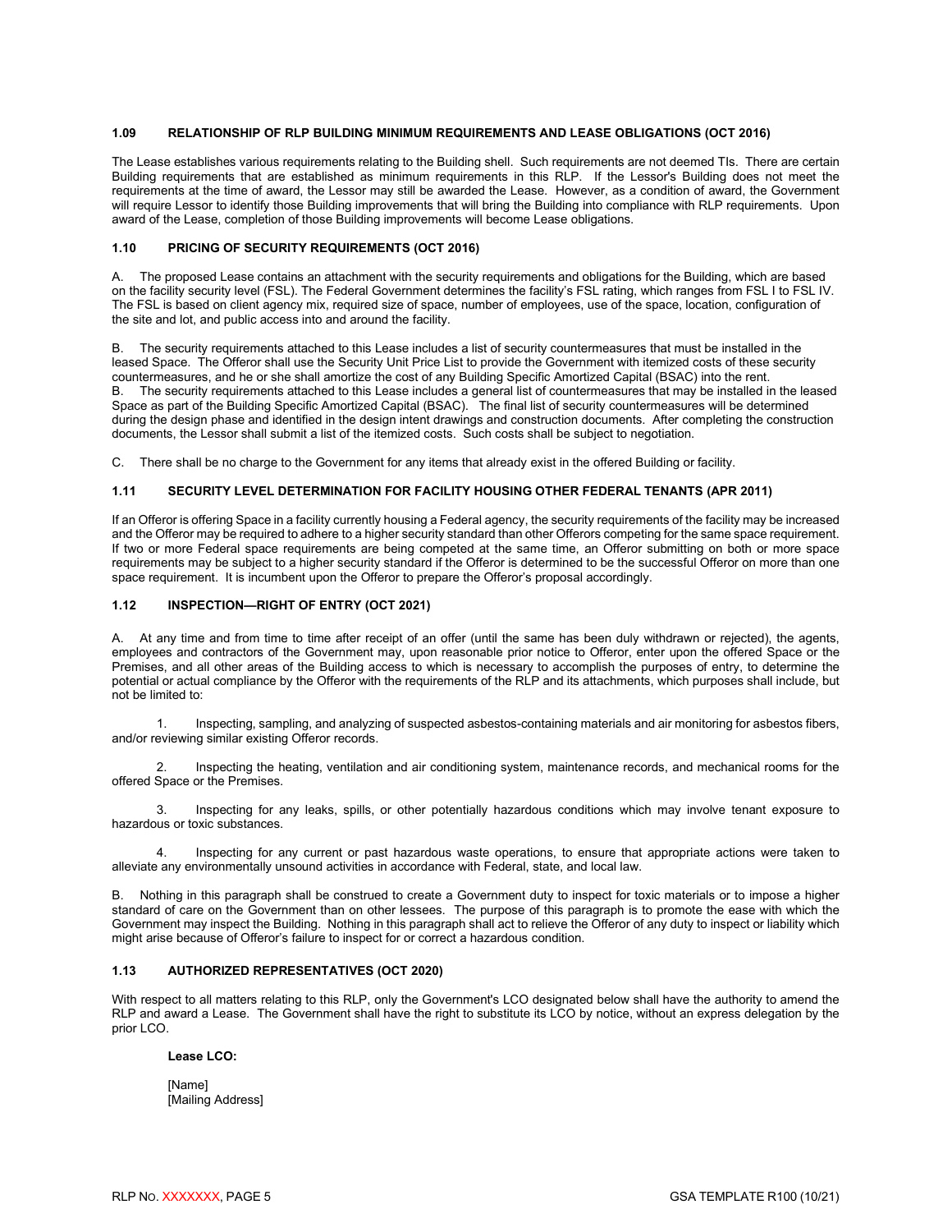### 1.09 RELATIONSHIP OF RLP BUILDING MINIMUM REQUIREMENTS AND LEASE OBLIGATIONS (OCT 2016)

The Lease establishes various requirements relating to the Building shell. Such requirements are not deemed TIs. There are certain Building requirements that are established as minimum requirements in this RLP. If the Lessor's Building does not meet the requirements at the time of award, the Lessor may still be awarded the Lease. However, as a condition of award, the Government will require Lessor to identify those Building improvements that will bring the Building into compliance with RLP requirements. Upon award of the Lease, completion of those Building improvements will become Lease obligations.

### 1.10 PRICING OF SECURITY REQUIREMENTS (OCT 2016)

A. The proposed Lease contains an attachment with the security requirements and obligations for the Building, which are based on the facility security level (FSL). The Federal Government determines the facility's FSL rating, which ranges from FSL I to FSL IV. The FSL is based on client agency mix, required size of space, number of employees, use of the space, location, configuration of the site and lot, and public access into and around the facility.

B. The security requirements attached to this Lease includes a list of security countermeasures that must be installed in the leased Space. The Offeror shall use the Security Unit Price List to provide the Government with itemized costs of these security countermeasures, and he or she shall amortize the cost of any Building Specific Amortized Capital (BSAC) into the rent.
B. The security requirements attached to this Lease includes a general list of countermeasures that may be installed in the leased Space as part of the Building Specific Amortized Capital (BSAC). The final list of security countermeasures will be determined during the design phase and identified in the design intent drawings and construction documents. After completing the construction documents, the Lessor shall submit a list of the itemized costs. Such costs shall be subject to negotiation.

C. There shall be no charge to the Government for any items that already exist in the offered Building or facility.

### 1.11 SECURITY LEVEL DETERMINATION FOR FACILITY HOUSING OTHER FEDERAL TENANTS (APR 2011)

If an Offeror is offering Space in a facility currently housing a Federal agency, the security requirements of the facility may be increased and the Offeror may be required to adhere to a higher security standard than other Offerors competing for the same space requirement. If two or more Federal space requirements are being competed at the same time, an Offeror submitting on both or more space requirements may be subject to a higher security standard if the Offeror is determined to be the successful Offeror on more than one space requirement. It is incumbent upon the Offeror to prepare the Offeror's proposal accordingly.

### 1.12 INSPECTION—RIGHT OF ENTRY (OCT 2021)

A. At any time and from time to time after receipt of an offer (until the same has been duly withdrawn or rejected), the agents, employees and contractors of the Government may, upon reasonable prior notice to Offeror, enter upon the offered Space or the Premises, and all other areas of the Building access to which is necessary to accomplish the purposes of entry, to determine the potential or actual compliance by the Offeror with the requirements of the RLP and its attachments, which purposes shall include, but not be limited to:

1. Inspecting, sampling, and analyzing of suspected asbestos-containing materials and air monitoring for asbestos fibers, and/or reviewing similar existing Offeror records.

2. Inspecting the heating, ventilation and air conditioning system, maintenance records, and mechanical rooms for the offered Space or the Premises.

3. Inspecting for any leaks, spills, or other potentially hazardous conditions which may involve tenant exposure to hazardous or toxic substances.

4. Inspecting for any current or past hazardous waste operations, to ensure that appropriate actions were taken to alleviate any environmentally unsound activities in accordance with Federal, state, and local law.

B. Nothing in this paragraph shall be construed to create a Government duty to inspect for toxic materials or to impose a higher standard of care on the Government than on other lessees. The purpose of this paragraph is to promote the ease with which the Government may inspect the Building. Nothing in this paragraph shall act to relieve the Offeror of any duty to inspect or liability which might arise because of Offeror's failure to inspect for or correct a hazardous condition.

### 1.13 AUTHORIZED REPRESENTATIVES (OCT 2020)

With respect to all matters relating to this RLP, only the Government's LCO designated below shall have the authority to amend the RLP and award a Lease. The Government shall have the right to substitute its LCO by notice, without an express delegation by the prior LCO.

**Lease LCO:**

[Name]
[Mailing Address]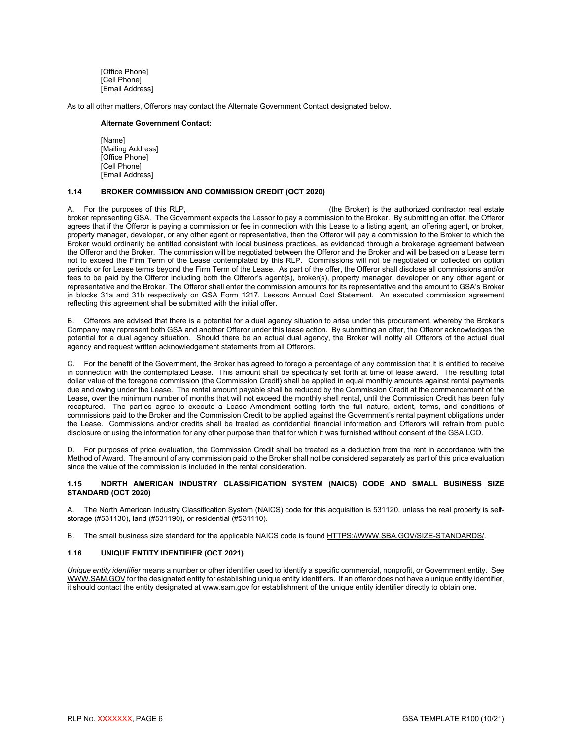[Office Phone]
[Cell Phone]
[Email Address]

As to all other matters, Offerors may contact the Alternate Government Contact designated below.

**Alternate Government Contact:**

[Name]
[Mailing Address]
[Office Phone]
[Cell Phone]
[Email Address]

### 1.14 BROKER COMMISSION AND COMMISSION CREDIT (OCT 2020)

A. For the purposes of this RLP, ________________________________ (the Broker) is the authorized contractor real estate broker representing GSA. The Government expects the Lessor to pay a commission to the Broker. By submitting an offer, the Offeror agrees that if the Offeror is paying a commission or fee in connection with this Lease to a listing agent, an offering agent, or broker, property manager, developer, or any other agent or representative, then the Offeror will pay a commission to the Broker to which the Broker would ordinarily be entitled consistent with local business practices, as evidenced through a brokerage agreement between the Offeror and the Broker. The commission will be negotiated between the Offeror and the Broker and will be based on a Lease term not to exceed the Firm Term of the Lease contemplated by this RLP. Commissions will not be negotiated or collected on option periods or for Lease terms beyond the Firm Term of the Lease. As part of the offer, the Offeror shall disclose all commissions and/or fees to be paid by the Offeror including both the Offeror's agent(s), broker(s), property manager, developer or any other agent or representative and the Broker. The Offeror shall enter the commission amounts for its representative and the amount to GSA's Broker in blocks 31a and 31b respectively on GSA Form 1217, Lessors Annual Cost Statement. An executed commission agreement reflecting this agreement shall be submitted with the initial offer.

B. Offerors are advised that there is a potential for a dual agency situation to arise under this procurement, whereby the Broker's Company may represent both GSA and another Offeror under this lease action. By submitting an offer, the Offeror acknowledges the potential for a dual agency situation. Should there be an actual dual agency, the Broker will notify all Offerors of the actual dual agency and request written acknowledgement statements from all Offerors.

C. For the benefit of the Government, the Broker has agreed to forego a percentage of any commission that it is entitled to receive in connection with the contemplated Lease. This amount shall be specifically set forth at time of lease award. The resulting total dollar value of the foregone commission (the Commission Credit) shall be applied in equal monthly amounts against rental payments due and owing under the Lease. The rental amount payable shall be reduced by the Commission Credit at the commencement of the Lease, over the minimum number of months that will not exceed the monthly shell rental, until the Commission Credit has been fully recaptured. The parties agree to execute a Lease Amendment setting forth the full nature, extent, terms, and conditions of commissions paid to the Broker and the Commission Credit to be applied against the Government's rental payment obligations under the Lease. Commissions and/or credits shall be treated as confidential financial information and Offerors will refrain from public disclosure or using the information for any other purpose than that for which it was furnished without consent of the GSA LCO.

D. For purposes of price evaluation, the Commission Credit shall be treated as a deduction from the rent in accordance with the Method of Award. The amount of any commission paid to the Broker shall not be considered separately as part of this price evaluation since the value of the commission is included in the rental consideration.

### 1.15 NORTH AMERICAN INDUSTRY CLASSIFICATION SYSTEM (NAICS) CODE AND SMALL BUSINESS SIZE STANDARD (OCT 2020)

A. The North American Industry Classification System (NAICS) code for this acquisition is 531120, unless the real property is self-storage (#531130), land (#531190), or residential (#531110).

B. The small business size standard for the applicable NAICS code is found HTTPS://WWW.SBA.GOV/SIZE-STANDARDS/.

### 1.16 UNIQUE ENTITY IDENTIFIER (OCT 2021)

*Unique entity identifier* means a number or other identifier used to identify a specific commercial, nonprofit, or Government entity. See WWW.SAM.GOV for the designated entity for establishing unique entity identifiers. If an offeror does not have a unique entity identifier, it should contact the entity designated at www.sam.gov for establishment of the unique entity identifier directly to obtain one.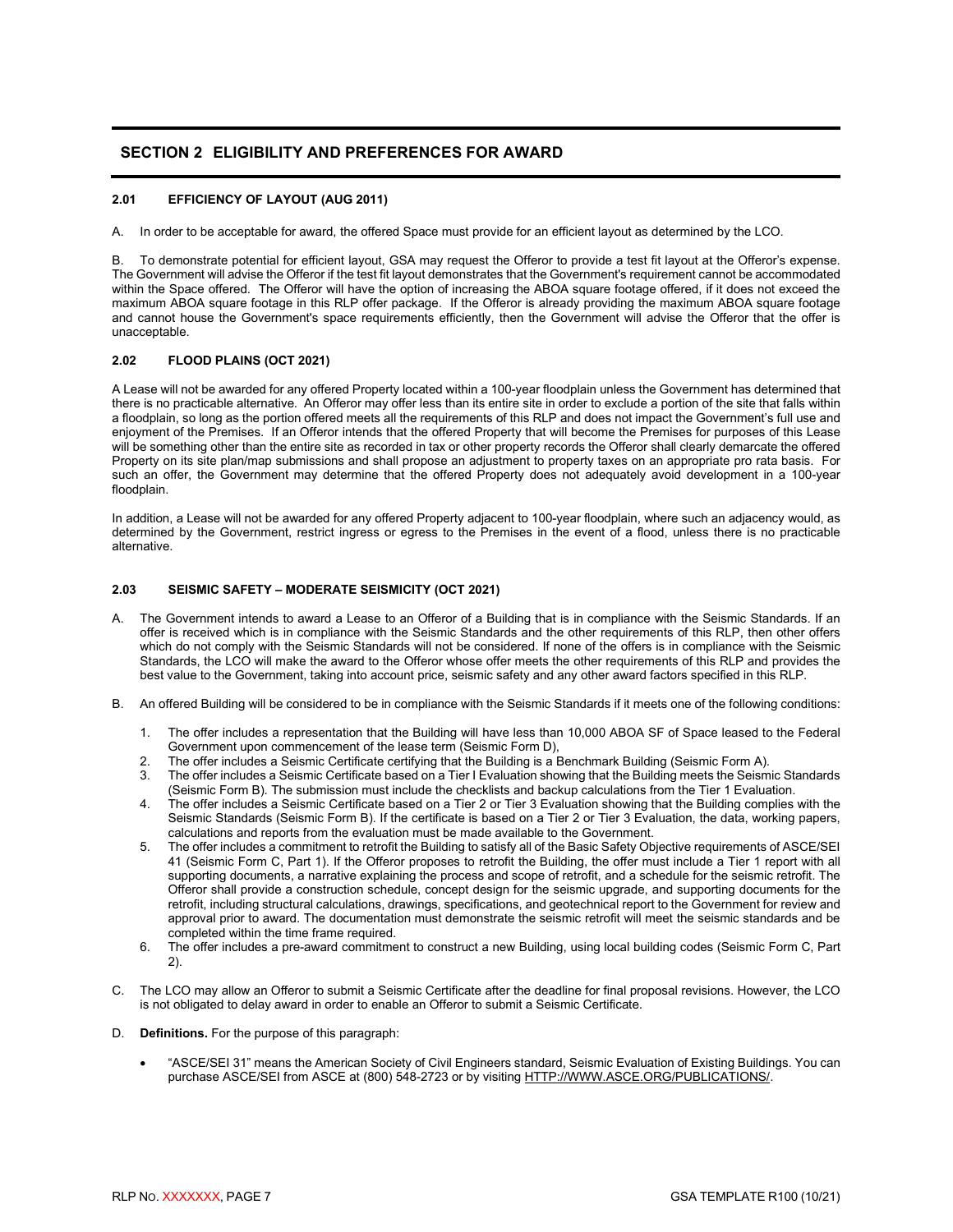## SECTION 2 ELIGIBILITY AND PREFERENCES FOR AWARD

### 2.01 EFFICIENCY OF LAYOUT (AUG 2011)

A. In order to be acceptable for award, the offered Space must provide for an efficient layout as determined by the LCO.

B. To demonstrate potential for efficient layout, GSA may request the Offeror to provide a test fit layout at the Offeror's expense. The Government will advise the Offeror if the test fit layout demonstrates that the Government's requirement cannot be accommodated within the Space offered. The Offeror will have the option of increasing the ABOA square footage offered, if it does not exceed the maximum ABOA square footage in this RLP offer package. If the Offeror is already providing the maximum ABOA square footage and cannot house the Government's space requirements efficiently, then the Government will advise the Offeror that the offer is unacceptable.

### 2.02 FLOOD PLAINS (OCT 2021)

A Lease will not be awarded for any offered Property located within a 100-year floodplain unless the Government has determined that there is no practicable alternative. An Offeror may offer less than its entire site in order to exclude a portion of the site that falls within a floodplain, so long as the portion offered meets all the requirements of this RLP and does not impact the Government's full use and enjoyment of the Premises. If an Offeror intends that the offered Property that will become the Premises for purposes of this Lease will be something other than the entire site as recorded in tax or other property records the Offeror shall clearly demarcate the offered Property on its site plan/map submissions and shall propose an adjustment to property taxes on an appropriate pro rata basis. For such an offer, the Government may determine that the offered Property does not adequately avoid development in a 100-year floodplain.

In addition, a Lease will not be awarded for any offered Property adjacent to 100-year floodplain, where such an adjacency would, as determined by the Government, restrict ingress or egress to the Premises in the event of a flood, unless there is no practicable alternative.

### 2.03 SEISMIC SAFETY – MODERATE SEISMICITY (OCT 2021)

A. The Government intends to award a Lease to an Offeror of a Building that is in compliance with the Seismic Standards. If an offer is received which is in compliance with the Seismic Standards and the other requirements of this RLP, then other offers which do not comply with the Seismic Standards will not be considered. If none of the offers is in compliance with the Seismic Standards, the LCO will make the award to the Offeror whose offer meets the other requirements of this RLP and provides the best value to the Government, taking into account price, seismic safety and any other award factors specified in this RLP.

B. An offered Building will be considered to be in compliance with the Seismic Standards if it meets one of the following conditions:

1. The offer includes a representation that the Building will have less than 10,000 ABOA SF of Space leased to the Federal Government upon commencement of the lease term (Seismic Form D),
2. The offer includes a Seismic Certificate certifying that the Building is a Benchmark Building (Seismic Form A).
3. The offer includes a Seismic Certificate based on a Tier I Evaluation showing that the Building meets the Seismic Standards (Seismic Form B). The submission must include the checklists and backup calculations from the Tier 1 Evaluation.
4. The offer includes a Seismic Certificate based on a Tier 2 or Tier 3 Evaluation showing that the Building complies with the Seismic Standards (Seismic Form B). If the certificate is based on a Tier 2 or Tier 3 Evaluation, the data, working papers, calculations and reports from the evaluation must be made available to the Government.
5. The offer includes a commitment to retrofit the Building to satisfy all of the Basic Safety Objective requirements of ASCE/SEI 41 (Seismic Form C, Part 1). If the Offeror proposes to retrofit the Building, the offer must include a Tier 1 report with all supporting documents, a narrative explaining the process and scope of retrofit, and a schedule for the seismic retrofit. The Offeror shall provide a construction schedule, concept design for the seismic upgrade, and supporting documents for the retrofit, including structural calculations, drawings, specifications, and geotechnical report to the Government for review and approval prior to award. The documentation must demonstrate the seismic retrofit will meet the seismic standards and be completed within the time frame required.
6. The offer includes a pre-award commitment to construct a new Building, using local building codes (Seismic Form C, Part 2).

C. The LCO may allow an Offeror to submit a Seismic Certificate after the deadline for final proposal revisions. However, the LCO is not obligated to delay award in order to enable an Offeror to submit a Seismic Certificate.

D. **Definitions.** For the purpose of this paragraph:

- "ASCE/SEI 31" means the American Society of Civil Engineers standard, Seismic Evaluation of Existing Buildings. You can purchase ASCE/SEI from ASCE at (800) 548-2723 or by visiting HTTP://WWW.ASCE.ORG/PUBLICATIONS/.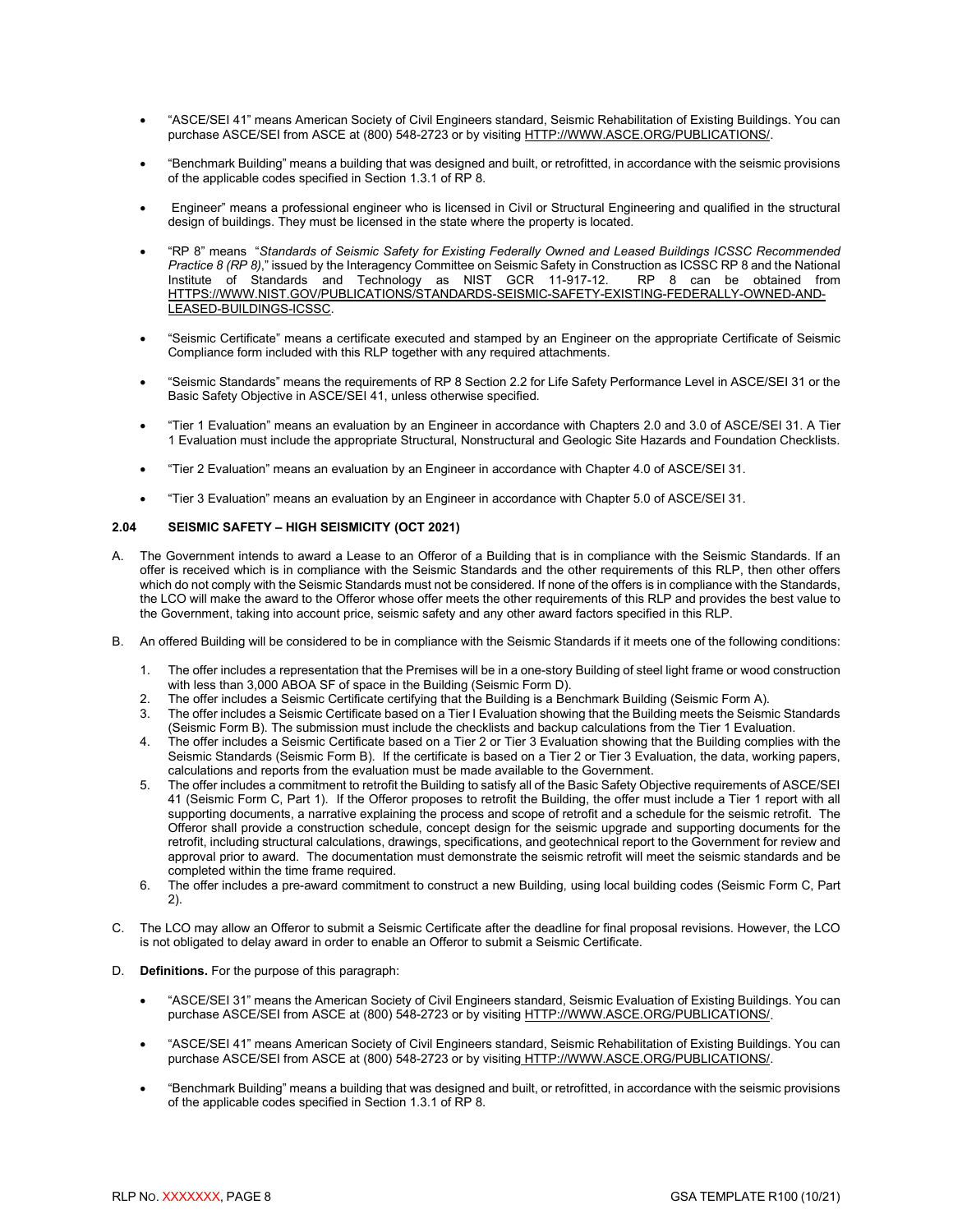- "ASCE/SEI 41" means American Society of Civil Engineers standard, Seismic Rehabilitation of Existing Buildings. You can purchase ASCE/SEI from ASCE at (800) 548-2723 or by visiting HTTP://WWW.ASCE.ORG/PUBLICATIONS/.

- "Benchmark Building" means a building that was designed and built, or retrofitted, in accordance with the seismic provisions of the applicable codes specified in Section 1.3.1 of RP 8.

- Engineer" means a professional engineer who is licensed in Civil or Structural Engineering and qualified in the structural design of buildings. They must be licensed in the state where the property is located.

- "RP 8" means "*Standards of Seismic Safety for Existing Federally Owned and Leased Buildings ICSSC Recommended Practice 8 (RP 8)*," issued by the Interagency Committee on Seismic Safety in Construction as ICSSC RP 8 and the National Institute of Standards and Technology as NIST GCR 11-917-12. RP 8 can be obtained from HTTPS://WWW.NIST.GOV/PUBLICATIONS/STANDARDS-SEISMIC-SAFETY-EXISTING-FEDERALLY-OWNED-AND-LEASED-BUILDINGS-ICSSC.

- "Seismic Certificate" means a certificate executed and stamped by an Engineer on the appropriate Certificate of Seismic Compliance form included with this RLP together with any required attachments.

- "Seismic Standards" means the requirements of RP 8 Section 2.2 for Life Safety Performance Level in ASCE/SEI 31 or the Basic Safety Objective in ASCE/SEI 41, unless otherwise specified.

- "Tier 1 Evaluation" means an evaluation by an Engineer in accordance with Chapters 2.0 and 3.0 of ASCE/SEI 31. A Tier 1 Evaluation must include the appropriate Structural, Nonstructural and Geologic Site Hazards and Foundation Checklists.

- "Tier 2 Evaluation" means an evaluation by an Engineer in accordance with Chapter 4.0 of ASCE/SEI 31.

- "Tier 3 Evaluation" means an evaluation by an Engineer in accordance with Chapter 5.0 of ASCE/SEI 31.

## 2.04 SEISMIC SAFETY – HIGH SEISMICITY (OCT 2021)

A. The Government intends to award a Lease to an Offeror of a Building that is in compliance with the Seismic Standards. If an offer is received which is in compliance with the Seismic Standards and the other requirements of this RLP, then other offers which do not comply with the Seismic Standards must not be considered. If none of the offers is in compliance with the Standards, the LCO will make the award to the Offeror whose offer meets the other requirements of this RLP and provides the best value to the Government, taking into account price, seismic safety and any other award factors specified in this RLP.

B. An offered Building will be considered to be in compliance with the Seismic Standards if it meets one of the following conditions:

   1. The offer includes a representation that the Premises will be in a one-story Building of steel light frame or wood construction with less than 3,000 ABOA SF of space in the Building (Seismic Form D).
   2. The offer includes a Seismic Certificate certifying that the Building is a Benchmark Building (Seismic Form A).
   3. The offer includes a Seismic Certificate based on a Tier I Evaluation showing that the Building meets the Seismic Standards (Seismic Form B). The submission must include the checklists and backup calculations from the Tier 1 Evaluation.
   4. The offer includes a Seismic Certificate based on a Tier 2 or Tier 3 Evaluation showing that the Building complies with the Seismic Standards (Seismic Form B). If the certificate is based on a Tier 2 or Tier 3 Evaluation, the data, working papers, calculations and reports from the evaluation must be made available to the Government.
   5. The offer includes a commitment to retrofit the Building to satisfy all of the Basic Safety Objective requirements of ASCE/SEI 41 (Seismic Form C, Part 1). If the Offeror proposes to retrofit the Building, the offer must include a Tier 1 report with all supporting documents, a narrative explaining the process and scope of retrofit and a schedule for the seismic retrofit. The Offeror shall provide a construction schedule, concept design for the seismic upgrade and supporting documents for the retrofit, including structural calculations, drawings, specifications, and geotechnical report to the Government for review and approval prior to award. The documentation must demonstrate the seismic retrofit will meet the seismic standards and be completed within the time frame required.
   6. The offer includes a pre-award commitment to construct a new Building, using local building codes (Seismic Form C, Part 2).

C. The LCO may allow an Offeror to submit a Seismic Certificate after the deadline for final proposal revisions. However, the LCO is not obligated to delay award in order to enable an Offeror to submit a Seismic Certificate.

D. **Definitions.** For the purpose of this paragraph:

   - "ASCE/SEI 31" means the American Society of Civil Engineers standard, Seismic Evaluation of Existing Buildings. You can purchase ASCE/SEI from ASCE at (800) 548-2723 or by visiting HTTP://WWW.ASCE.ORG/PUBLICATIONS/.

   - "ASCE/SEI 41" means American Society of Civil Engineers standard, Seismic Rehabilitation of Existing Buildings. You can purchase ASCE/SEI from ASCE at (800) 548-2723 or by visiting HTTP://WWW.ASCE.ORG/PUBLICATIONS/.

   - "Benchmark Building" means a building that was designed and built, or retrofitted, in accordance with the seismic provisions of the applicable codes specified in Section 1.3.1 of RP 8.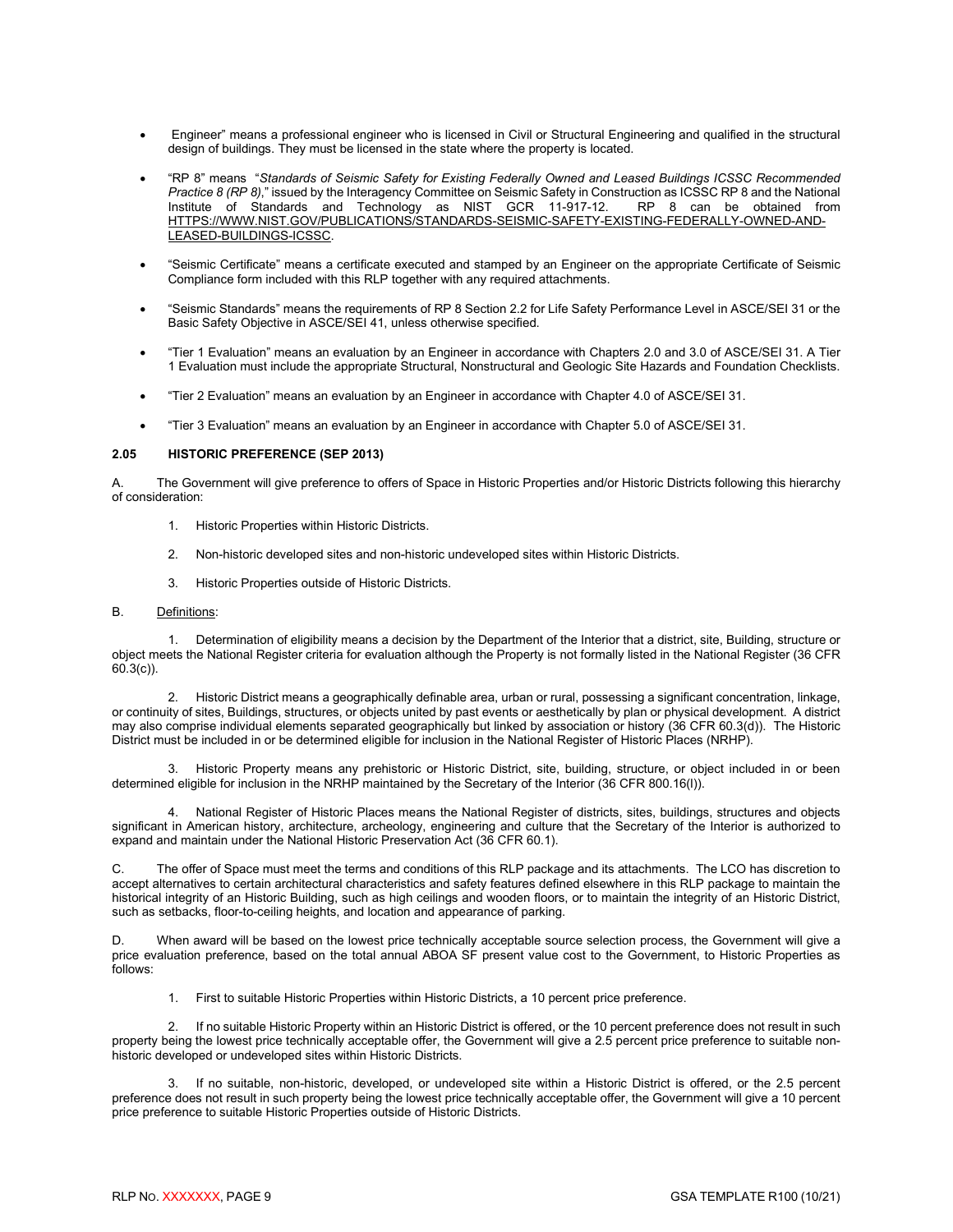- Engineer" means a professional engineer who is licensed in Civil or Structural Engineering and qualified in the structural design of buildings. They must be licensed in the state where the property is located.

- "RP 8" means "*Standards of Seismic Safety for Existing Federally Owned and Leased Buildings ICSSC Recommended Practice 8 (RP 8)*," issued by the Interagency Committee on Seismic Safety in Construction as ICSSC RP 8 and the National Institute of Standards and Technology as NIST GCR 11-917-12. RP 8 can be obtained from HTTPS://WWW.NIST.GOV/PUBLICATIONS/STANDARDS-SEISMIC-SAFETY-EXISTING-FEDERALLY-OWNED-AND-LEASED-BUILDINGS-ICSSC.

- "Seismic Certificate" means a certificate executed and stamped by an Engineer on the appropriate Certificate of Seismic Compliance form included with this RLP together with any required attachments.

- "Seismic Standards" means the requirements of RP 8 Section 2.2 for Life Safety Performance Level in ASCE/SEI 31 or the Basic Safety Objective in ASCE/SEI 41, unless otherwise specified.

- "Tier 1 Evaluation" means an evaluation by an Engineer in accordance with Chapters 2.0 and 3.0 of ASCE/SEI 31. A Tier 1 Evaluation must include the appropriate Structural, Nonstructural and Geologic Site Hazards and Foundation Checklists.

- "Tier 2 Evaluation" means an evaluation by an Engineer in accordance with Chapter 4.0 of ASCE/SEI 31.

- "Tier 3 Evaluation" means an evaluation by an Engineer in accordance with Chapter 5.0 of ASCE/SEI 31.

**2.05 HISTORIC PREFERENCE (SEP 2013)**

A. The Government will give preference to offers of Space in Historic Properties and/or Historic Districts following this hierarchy of consideration:

1. Historic Properties within Historic Districts.

2. Non-historic developed sites and non-historic undeveloped sites within Historic Districts.

3. Historic Properties outside of Historic Districts.

B. Definitions:

1. Determination of eligibility means a decision by the Department of the Interior that a district, site, Building, structure or object meets the National Register criteria for evaluation although the Property is not formally listed in the National Register (36 CFR 60.3(c)).

2. Historic District means a geographically definable area, urban or rural, possessing a significant concentration, linkage, or continuity of sites, Buildings, structures, or objects united by past events or aesthetically by plan or physical development. A district may also comprise individual elements separated geographically but linked by association or history (36 CFR 60.3(d)). The Historic District must be included in or be determined eligible for inclusion in the National Register of Historic Places (NRHP).

3. Historic Property means any prehistoric or Historic District, site, building, structure, or object included in or been determined eligible for inclusion in the NRHP maintained by the Secretary of the Interior (36 CFR 800.16(l)).

4. National Register of Historic Places means the National Register of districts, sites, buildings, structures and objects significant in American history, architecture, archeology, engineering and culture that the Secretary of the Interior is authorized to expand and maintain under the National Historic Preservation Act (36 CFR 60.1).

C. The offer of Space must meet the terms and conditions of this RLP package and its attachments. The LCO has discretion to accept alternatives to certain architectural characteristics and safety features defined elsewhere in this RLP package to maintain the historical integrity of an Historic Building, such as high ceilings and wooden floors, or to maintain the integrity of an Historic District, such as setbacks, floor-to-ceiling heights, and location and appearance of parking.

D. When award will be based on the lowest price technically acceptable source selection process, the Government will give a price evaluation preference, based on the total annual ABOA SF present value cost to the Government, to Historic Properties as follows:

1. First to suitable Historic Properties within Historic Districts, a 10 percent price preference.

2. If no suitable Historic Property within an Historic District is offered, or the 10 percent preference does not result in such property being the lowest price technically acceptable offer, the Government will give a 2.5 percent price preference to suitable non-historic developed or undeveloped sites within Historic Districts.

3. If no suitable, non-historic, developed, or undeveloped site within a Historic District is offered, or the 2.5 percent preference does not result in such property being the lowest price technically acceptable offer, the Government will give a 10 percent price preference to suitable Historic Properties outside of Historic Districts.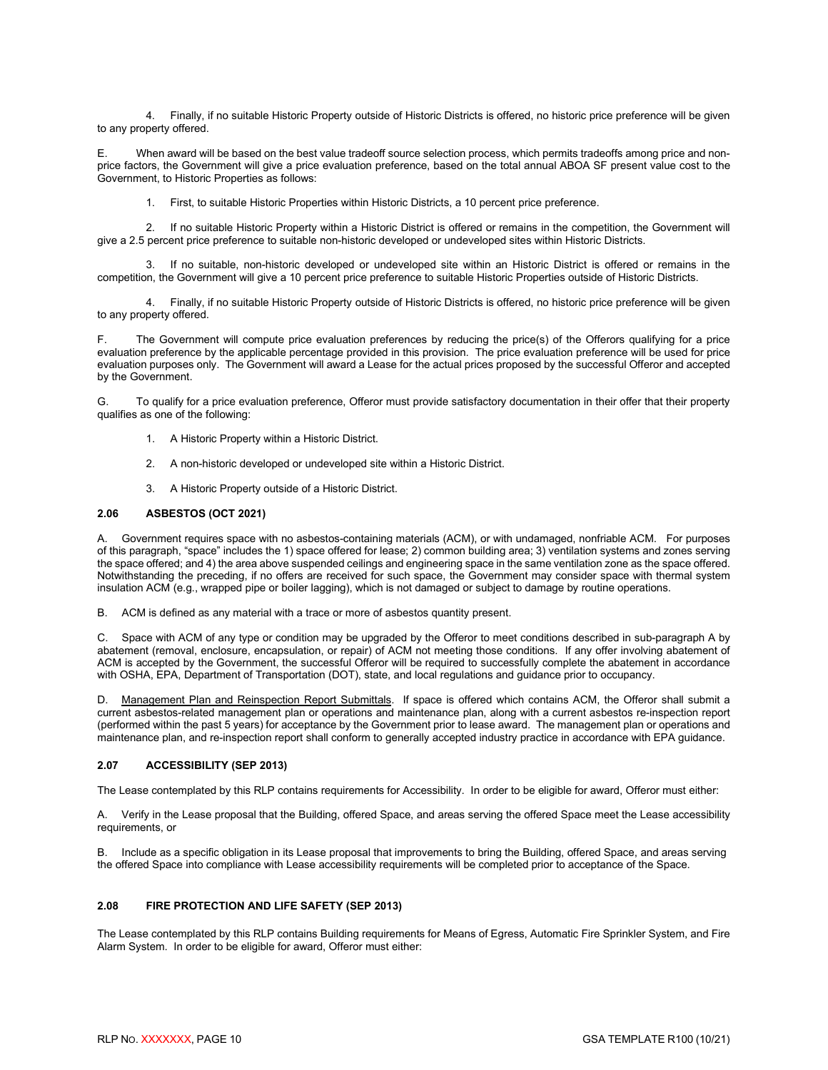4. Finally, if no suitable Historic Property outside of Historic Districts is offered, no historic price preference will be given to any property offered.

E. When award will be based on the best value tradeoff source selection process, which permits tradeoffs among price and non-price factors, the Government will give a price evaluation preference, based on the total annual ABOA SF present value cost to the Government, to Historic Properties as follows:

1. First, to suitable Historic Properties within Historic Districts, a 10 percent price preference.

2. If no suitable Historic Property within a Historic District is offered or remains in the competition, the Government will give a 2.5 percent price preference to suitable non-historic developed or undeveloped sites within Historic Districts.

3. If no suitable, non-historic developed or undeveloped site within an Historic District is offered or remains in the competition, the Government will give a 10 percent price preference to suitable Historic Properties outside of Historic Districts.

4. Finally, if no suitable Historic Property outside of Historic Districts is offered, no historic price preference will be given to any property offered.

F. The Government will compute price evaluation preferences by reducing the price(s) of the Offerors qualifying for a price evaluation preference by the applicable percentage provided in this provision. The price evaluation preference will be used for price evaluation purposes only. The Government will award a Lease for the actual prices proposed by the successful Offeror and accepted by the Government.

G. To qualify for a price evaluation preference, Offeror must provide satisfactory documentation in their offer that their property qualifies as one of the following:

1. A Historic Property within a Historic District.

2. A non-historic developed or undeveloped site within a Historic District.

3. A Historic Property outside of a Historic District.

### 2.06 ASBESTOS (OCT 2021)

A. Government requires space with no asbestos-containing materials (ACM), or with undamaged, nonfriable ACM. For purposes of this paragraph, "space" includes the 1) space offered for lease; 2) common building area; 3) ventilation systems and zones serving the space offered; and 4) the area above suspended ceilings and engineering space in the same ventilation zone as the space offered. Notwithstanding the preceding, if no offers are received for such space, the Government may consider space with thermal system insulation ACM (e.g., wrapped pipe or boiler lagging), which is not damaged or subject to damage by routine operations.

B. ACM is defined as any material with a trace or more of asbestos quantity present.

C. Space with ACM of any type or condition may be upgraded by the Offeror to meet conditions described in sub-paragraph A by abatement (removal, enclosure, encapsulation, or repair) of ACM not meeting those conditions. If any offer involving abatement of ACM is accepted by the Government, the successful Offeror will be required to successfully complete the abatement in accordance with OSHA, EPA, Department of Transportation (DOT), state, and local regulations and guidance prior to occupancy.

D. Management Plan and Reinspection Report Submittals. If space is offered which contains ACM, the Offeror shall submit a current asbestos-related management plan or operations and maintenance plan, along with a current asbestos re-inspection report (performed within the past 5 years) for acceptance by the Government prior to lease award. The management plan or operations and maintenance plan, and re-inspection report shall conform to generally accepted industry practice in accordance with EPA guidance.

### 2.07 ACCESSIBILITY (SEP 2013)

The Lease contemplated by this RLP contains requirements for Accessibility. In order to be eligible for award, Offeror must either:

A. Verify in the Lease proposal that the Building, offered Space, and areas serving the offered Space meet the Lease accessibility requirements, or

B. Include as a specific obligation in its Lease proposal that improvements to bring the Building, offered Space, and areas serving the offered Space into compliance with Lease accessibility requirements will be completed prior to acceptance of the Space.

### 2.08 FIRE PROTECTION AND LIFE SAFETY (SEP 2013)

The Lease contemplated by this RLP contains Building requirements for Means of Egress, Automatic Fire Sprinkler System, and Fire Alarm System. In order to be eligible for award, Offeror must either: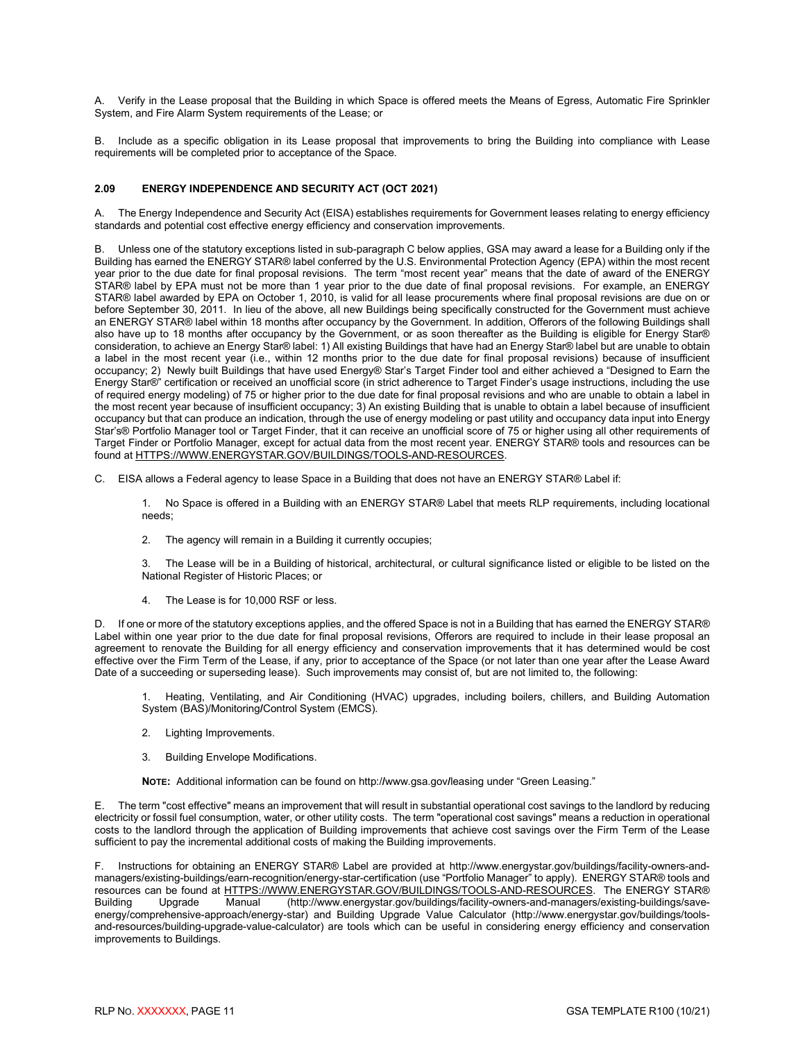A. Verify in the Lease proposal that the Building in which Space is offered meets the Means of Egress, Automatic Fire Sprinkler System, and Fire Alarm System requirements of the Lease; or

B. Include as a specific obligation in its Lease proposal that improvements to bring the Building into compliance with Lease requirements will be completed prior to acceptance of the Space.

### 2.09 ENERGY INDEPENDENCE AND SECURITY ACT (OCT 2021)

A. The Energy Independence and Security Act (EISA) establishes requirements for Government leases relating to energy efficiency standards and potential cost effective energy efficiency and conservation improvements.

B. Unless one of the statutory exceptions listed in sub-paragraph C below applies, GSA may award a lease for a Building only if the Building has earned the ENERGY STAR® label conferred by the U.S. Environmental Protection Agency (EPA) within the most recent year prior to the due date for final proposal revisions. The term "most recent year" means that the date of award of the ENERGY STAR® label by EPA must not be more than 1 year prior to the due date of final proposal revisions. For example, an ENERGY STAR® label awarded by EPA on October 1, 2010, is valid for all lease procurements where final proposal revisions are due on or before September 30, 2011. In lieu of the above, all new Buildings being specifically constructed for the Government must achieve an ENERGY STAR® label within 18 months after occupancy by the Government. In addition, Offerors of the following Buildings shall also have up to 18 months after occupancy by the Government, or as soon thereafter as the Building is eligible for Energy Star® consideration, to achieve an Energy Star® label: 1) All existing Buildings that have had an Energy Star® label but are unable to obtain a label in the most recent year (i.e., within 12 months prior to the due date for final proposal revisions) because of insufficient occupancy; 2) Newly built Buildings that have used Energy® Star's Target Finder tool and either achieved a "Designed to Earn the Energy Star®" certification or received an unofficial score (in strict adherence to Target Finder's usage instructions, including the use of required energy modeling) of 75 or higher prior to the due date for final proposal revisions and who are unable to obtain a label in the most recent year because of insufficient occupancy; 3) An existing Building that is unable to obtain a label because of insufficient occupancy but that can produce an indication, through the use of energy modeling or past utility and occupancy data input into Energy Star's® Portfolio Manager tool or Target Finder, that it can receive an unofficial score of 75 or higher using all other requirements of Target Finder or Portfolio Manager, except for actual data from the most recent year. ENERGY STAR® tools and resources can be found at HTTPS://WWW.ENERGYSTAR.GOV/BUILDINGS/TOOLS-AND-RESOURCES.

C. EISA allows a Federal agency to lease Space in a Building that does not have an ENERGY STAR® Label if:

1. No Space is offered in a Building with an ENERGY STAR® Label that meets RLP requirements, including locational needs;

2. The agency will remain in a Building it currently occupies;

3. The Lease will be in a Building of historical, architectural, or cultural significance listed or eligible to be listed on the National Register of Historic Places; or

4. The Lease is for 10,000 RSF or less.

D. If one or more of the statutory exceptions applies, and the offered Space is not in a Building that has earned the ENERGY STAR® Label within one year prior to the due date for final proposal revisions, Offerors are required to include in their lease proposal an agreement to renovate the Building for all energy efficiency and conservation improvements that it has determined would be cost effective over the Firm Term of the Lease, if any, prior to acceptance of the Space (or not later than one year after the Lease Award Date of a succeeding or superseding lease). Such improvements may consist of, but are not limited to, the following:

1. Heating, Ventilating, and Air Conditioning (HVAC) upgrades, including boilers, chillers, and Building Automation System (BAS)/Monitoring/Control System (EMCS).

2. Lighting Improvements.

3. Building Envelope Modifications.

**NOTE:** Additional information can be found on http://www.gsa.gov/leasing under "Green Leasing."

E. The term "cost effective" means an improvement that will result in substantial operational cost savings to the landlord by reducing electricity or fossil fuel consumption, water, or other utility costs. The term "operational cost savings" means a reduction in operational costs to the landlord through the application of Building improvements that achieve cost savings over the Firm Term of the Lease sufficient to pay the incremental additional costs of making the Building improvements.

F. Instructions for obtaining an ENERGY STAR® Label are provided at http://www.energystar.gov/buildings/facility-owners-and-managers/existing-buildings/earn-recognition/energy-star-certification (use "Portfolio Manager" to apply). ENERGY STAR® tools and resources can be found at HTTPS://WWW.ENERGYSTAR.GOV/BUILDINGS/TOOLS-AND-RESOURCES. The ENERGY STAR® Building Upgrade Manual (http://www.energystar.gov/buildings/facility-owners-and-managers/existing-buildings/save-energy/comprehensive-approach/energy-star) and Building Upgrade Value Calculator (http://www.energystar.gov/buildings/tools-and-resources/building-upgrade-value-calculator) are tools which can be useful in considering energy efficiency and conservation improvements to Buildings.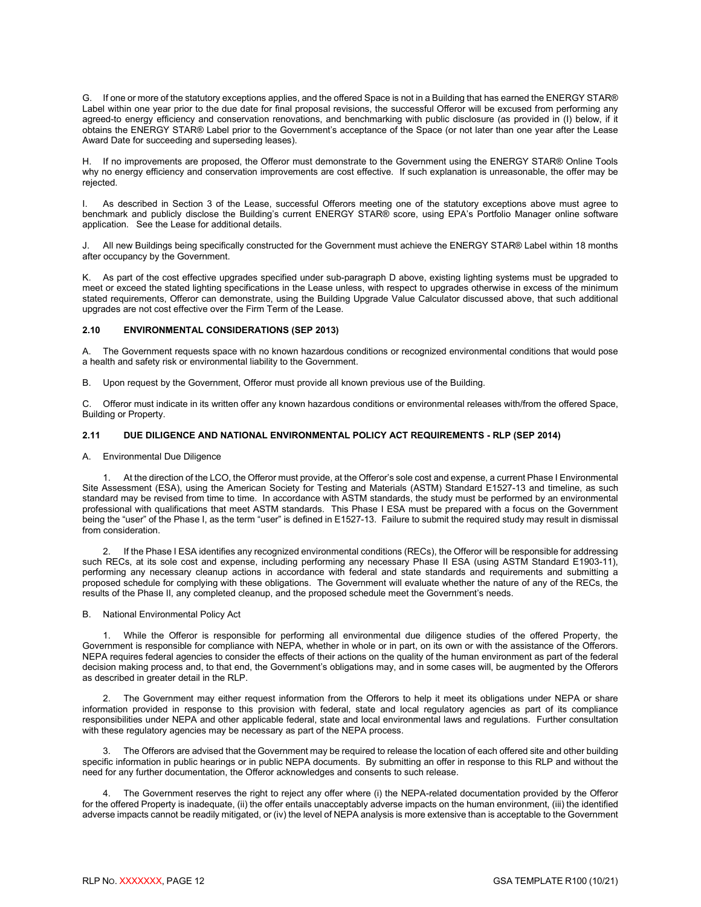G. If one or more of the statutory exceptions applies, and the offered Space is not in a Building that has earned the ENERGY STAR® Label within one year prior to the due date for final proposal revisions, the successful Offeror will be excused from performing any agreed-to energy efficiency and conservation renovations, and benchmarking with public disclosure (as provided in (I) below, if it obtains the ENERGY STAR® Label prior to the Government's acceptance of the Space (or not later than one year after the Lease Award Date for succeeding and superseding leases).

H. If no improvements are proposed, the Offeror must demonstrate to the Government using the ENERGY STAR® Online Tools why no energy efficiency and conservation improvements are cost effective. If such explanation is unreasonable, the offer may be rejected.

I. As described in Section 3 of the Lease, successful Offerors meeting one of the statutory exceptions above must agree to benchmark and publicly disclose the Building's current ENERGY STAR® score, using EPA's Portfolio Manager online software application. See the Lease for additional details.

J. All new Buildings being specifically constructed for the Government must achieve the ENERGY STAR® Label within 18 months after occupancy by the Government.

K. As part of the cost effective upgrades specified under sub-paragraph D above, existing lighting systems must be upgraded to meet or exceed the stated lighting specifications in the Lease unless, with respect to upgrades otherwise in excess of the minimum stated requirements, Offeror can demonstrate, using the Building Upgrade Value Calculator discussed above, that such additional upgrades are not cost effective over the Firm Term of the Lease.

### 2.10 ENVIRONMENTAL CONSIDERATIONS (SEP 2013)

A. The Government requests space with no known hazardous conditions or recognized environmental conditions that would pose a health and safety risk or environmental liability to the Government.

B. Upon request by the Government, Offeror must provide all known previous use of the Building.

C. Offeror must indicate in its written offer any known hazardous conditions or environmental releases with/from the offered Space, Building or Property.

### 2.11 DUE DILIGENCE AND NATIONAL ENVIRONMENTAL POLICY ACT REQUIREMENTS - RLP (SEP 2014)

A. Environmental Due Diligence

1. At the direction of the LCO, the Offeror must provide, at the Offeror's sole cost and expense, a current Phase I Environmental Site Assessment (ESA), using the American Society for Testing and Materials (ASTM) Standard E1527-13 and timeline, as such standard may be revised from time to time. In accordance with ASTM standards, the study must be performed by an environmental professional with qualifications that meet ASTM standards. This Phase I ESA must be prepared with a focus on the Government being the "user" of the Phase I, as the term "user" is defined in E1527-13. Failure to submit the required study may result in dismissal from consideration.

2. If the Phase I ESA identifies any recognized environmental conditions (RECs), the Offeror will be responsible for addressing such RECs, at its sole cost and expense, including performing any necessary Phase II ESA (using ASTM Standard E1903-11), performing any necessary cleanup actions in accordance with federal and state standards and requirements and submitting a proposed schedule for complying with these obligations. The Government will evaluate whether the nature of any of the RECs, the results of the Phase II, any completed cleanup, and the proposed schedule meet the Government's needs.

B. National Environmental Policy Act

1. While the Offeror is responsible for performing all environmental due diligence studies of the offered Property, the Government is responsible for compliance with NEPA, whether in whole or in part, on its own or with the assistance of the Offerors. NEPA requires federal agencies to consider the effects of their actions on the quality of the human environment as part of the federal decision making process and, to that end, the Government's obligations may, and in some cases will, be augmented by the Offerors as described in greater detail in the RLP.

2. The Government may either request information from the Offerors to help it meet its obligations under NEPA or share information provided in response to this provision with federal, state and local regulatory agencies as part of its compliance responsibilities under NEPA and other applicable federal, state and local environmental laws and regulations. Further consultation with these regulatory agencies may be necessary as part of the NEPA process.

3. The Offerors are advised that the Government may be required to release the location of each offered site and other building specific information in public hearings or in public NEPA documents. By submitting an offer in response to this RLP and without the need for any further documentation, the Offeror acknowledges and consents to such release.

4. The Government reserves the right to reject any offer where (i) the NEPA-related documentation provided by the Offeror for the offered Property is inadequate, (ii) the offer entails unacceptably adverse impacts on the human environment, (iii) the identified adverse impacts cannot be readily mitigated, or (iv) the level of NEPA analysis is more extensive than is acceptable to the Government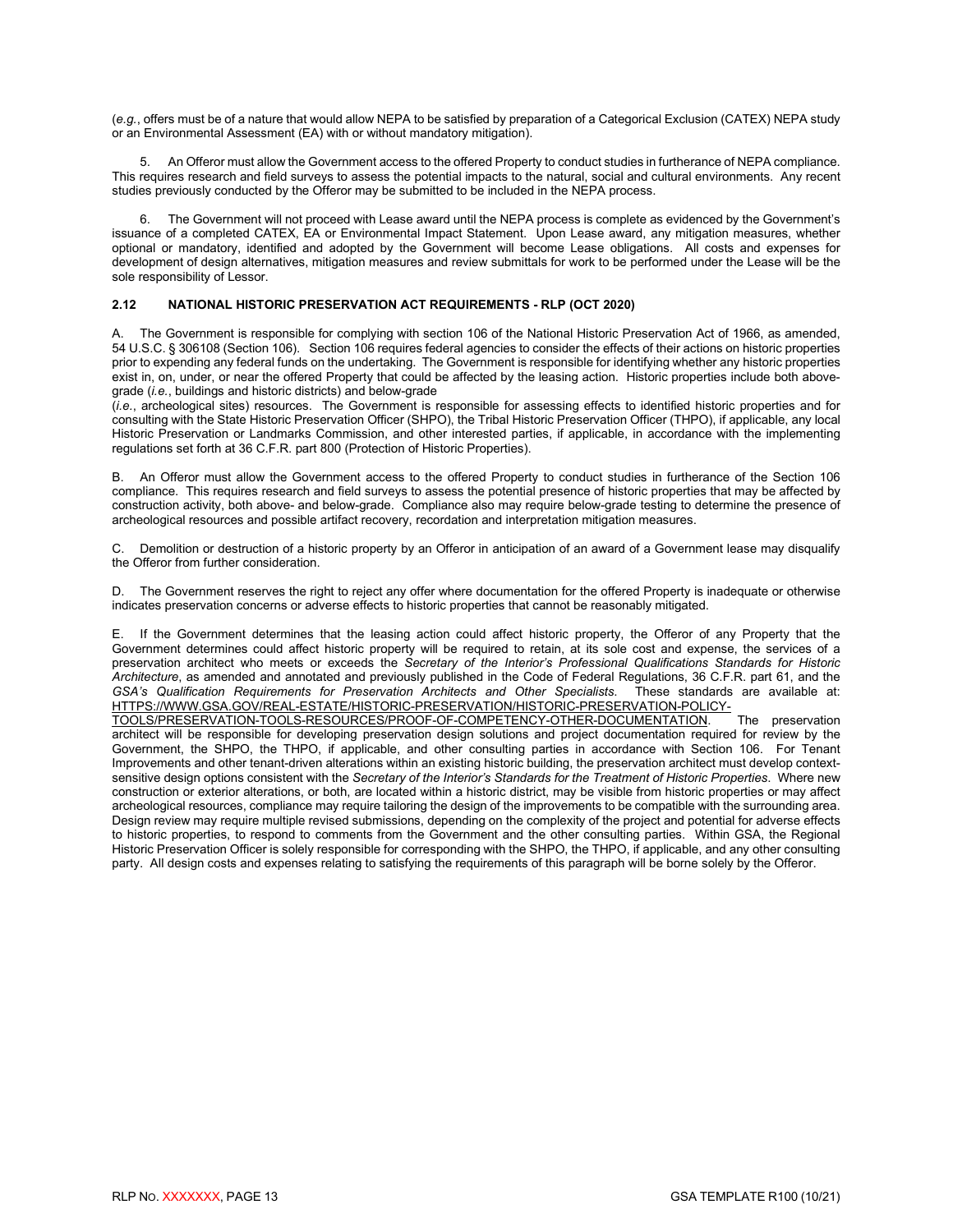(*e.g.*, offers must be of a nature that would allow NEPA to be satisfied by preparation of a Categorical Exclusion (CATEX) NEPA study or an Environmental Assessment (EA) with or without mandatory mitigation).

5. An Offeror must allow the Government access to the offered Property to conduct studies in furtherance of NEPA compliance. This requires research and field surveys to assess the potential impacts to the natural, social and cultural environments. Any recent studies previously conducted by the Offeror may be submitted to be included in the NEPA process.

6. The Government will not proceed with Lease award until the NEPA process is complete as evidenced by the Government's issuance of a completed CATEX, EA or Environmental Impact Statement. Upon Lease award, any mitigation measures, whether optional or mandatory, identified and adopted by the Government will become Lease obligations. All costs and expenses for development of design alternatives, mitigation measures and review submittals for work to be performed under the Lease will be the sole responsibility of Lessor.

### 2.12 NATIONAL HISTORIC PRESERVATION ACT REQUIREMENTS - RLP (OCT 2020)

A. The Government is responsible for complying with section 106 of the National Historic Preservation Act of 1966, as amended, 54 U.S.C. § 306108 (Section 106). Section 106 requires federal agencies to consider the effects of their actions on historic properties prior to expending any federal funds on the undertaking. The Government is responsible for identifying whether any historic properties exist in, on, under, or near the offered Property that could be affected by the leasing action. Historic properties include both above-grade (*i.e.*, buildings and historic districts) and below-grade (*i.e.*, archeological sites) resources. The Government is responsible for assessing effects to identified historic properties and for consulting with the State Historic Preservation Officer (SHPO), the Tribal Historic Preservation Officer (THPO), if applicable, any local Historic Preservation or Landmarks Commission, and other interested parties, if applicable, in accordance with the implementing regulations set forth at 36 C.F.R. part 800 (Protection of Historic Properties).

B. An Offeror must allow the Government access to the offered Property to conduct studies in furtherance of the Section 106 compliance. This requires research and field surveys to assess the potential presence of historic properties that may be affected by construction activity, both above- and below-grade. Compliance also may require below-grade testing to determine the presence of archeological resources and possible artifact recovery, recordation and interpretation mitigation measures.

C. Demolition or destruction of a historic property by an Offeror in anticipation of an award of a Government lease may disqualify the Offeror from further consideration.

D. The Government reserves the right to reject any offer where documentation for the offered Property is inadequate or otherwise indicates preservation concerns or adverse effects to historic properties that cannot be reasonably mitigated.

E. If the Government determines that the leasing action could affect historic property, the Offeror of any Property that the Government determines could affect historic property will be required to retain, at its sole cost and expense, the services of a preservation architect who meets or exceeds the *Secretary of the Interior's Professional Qualifications Standards for Historic Architecture*, as amended and annotated and previously published in the Code of Federal Regulations, 36 C.F.R. part 61, and the *GSA's Qualification Requirements for Preservation Architects and Other Specialists*. These standards are available at: HTTPS://WWW.GSA.GOV/REAL-ESTATE/HISTORIC-PRESERVATION/HISTORIC-PRESERVATION-POLICY-TOOLS/PRESERVATION-TOOLS-RESOURCES/PROOF-OF-COMPETENCY-OTHER-DOCUMENTATION. The preservation architect will be responsible for developing preservation design solutions and project documentation required for review by the Government, the SHPO, the THPO, if applicable, and other consulting parties in accordance with Section 106. For Tenant Improvements and other tenant-driven alterations within an existing historic building, the preservation architect must develop context-sensitive design options consistent with the *Secretary of the Interior's Standards for the Treatment of Historic Properties*. Where new construction or exterior alterations, or both, are located within a historic district, may be visible from historic properties or may affect archeological resources, compliance may require tailoring the design of the improvements to be compatible with the surrounding area. Design review may require multiple revised submissions, depending on the complexity of the project and potential for adverse effects to historic properties, to respond to comments from the Government and the other consulting parties. Within GSA, the Regional Historic Preservation Officer is solely responsible for corresponding with the SHPO, the THPO, if applicable, and any other consulting party. All design costs and expenses relating to satisfying the requirements of this paragraph will be borne solely by the Offeror.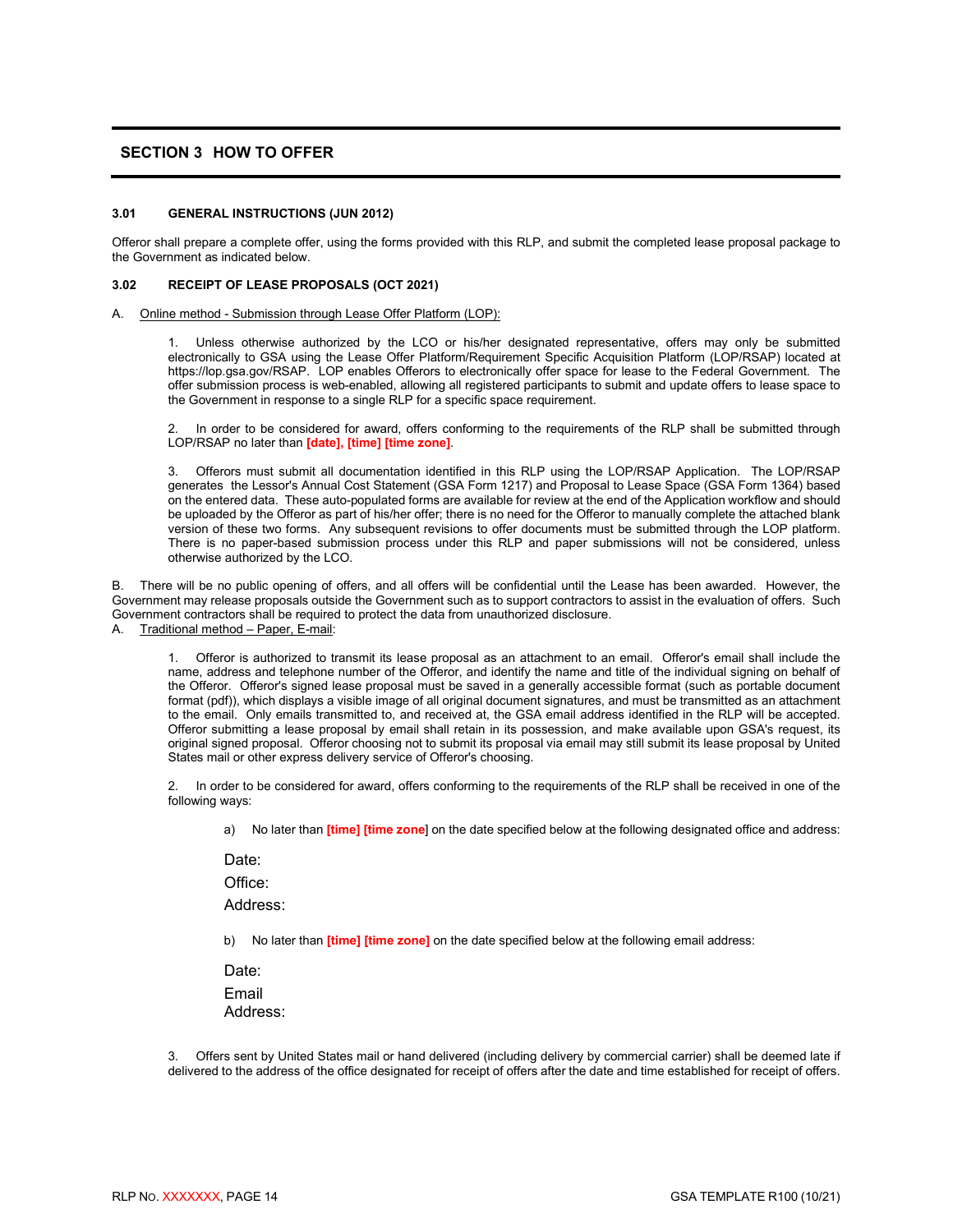## SECTION 3 HOW TO OFFER

### 3.01 GENERAL INSTRUCTIONS (JUN 2012)

Offeror shall prepare a complete offer, using the forms provided with this RLP, and submit the completed lease proposal package to the Government as indicated below.

### 3.02 RECEIPT OF LEASE PROPOSALS (OCT 2021)

A. Online method - Submission through Lease Offer Platform (LOP):

1. Unless otherwise authorized by the LCO or his/her designated representative, offers may only be submitted electronically to GSA using the Lease Offer Platform/Requirement Specific Acquisition Platform (LOP/RSAP) located at https://lop.gsa.gov/RSAP. LOP enables Offerors to electronically offer space for lease to the Federal Government. The offer submission process is web-enabled, allowing all registered participants to submit and update offers to lease space to the Government in response to a single RLP for a specific space requirement.

2. In order to be considered for award, offers conforming to the requirements of the RLP shall be submitted through LOP/RSAP no later than **[date], [time] [time zone]**.

3. Offerors must submit all documentation identified in this RLP using the LOP/RSAP Application. The LOP/RSAP generates the Lessor's Annual Cost Statement (GSA Form 1217) and Proposal to Lease Space (GSA Form 1364) based on the entered data. These auto-populated forms are available for review at the end of the Application workflow and should be uploaded by the Offeror as part of his/her offer; there is no need for the Offeror to manually complete the attached blank version of these two forms. Any subsequent revisions to offer documents must be submitted through the LOP platform. There is no paper-based submission process under this RLP and paper submissions will not be considered, unless otherwise authorized by the LCO.

B. There will be no public opening of offers, and all offers will be confidential until the Lease has been awarded. However, the Government may release proposals outside the Government such as to support contractors to assist in the evaluation of offers. Such Government contractors shall be required to protect the data from unauthorized disclosure.

A. Traditional method – Paper, E-mail:

1. Offeror is authorized to transmit its lease proposal as an attachment to an email. Offeror's email shall include the name, address and telephone number of the Offeror, and identify the name and title of the individual signing on behalf of the Offeror. Offeror's signed lease proposal must be saved in a generally accessible format (such as portable document format (pdf)), which displays a visible image of all original document signatures, and must be transmitted as an attachment to the email. Only emails transmitted to, and received at, the GSA email address identified in the RLP will be accepted. Offeror submitting a lease proposal by email shall retain in its possession, and make available upon GSA's request, its original signed proposal. Offeror choosing not to submit its proposal via email may still submit its lease proposal by United States mail or other express delivery service of Offeror's choosing.

2. In order to be considered for award, offers conforming to the requirements of the RLP shall be received in one of the following ways:

a) No later than **[time] [time zone]** on the date specified below at the following designated office and address:

Date:

Office:

Address:

b) No later than **[time] [time zone]** on the date specified below at the following email address:

Date:

Email Address:

3. Offers sent by United States mail or hand delivered (including delivery by commercial carrier) shall be deemed late if delivered to the address of the office designated for receipt of offers after the date and time established for receipt of offers.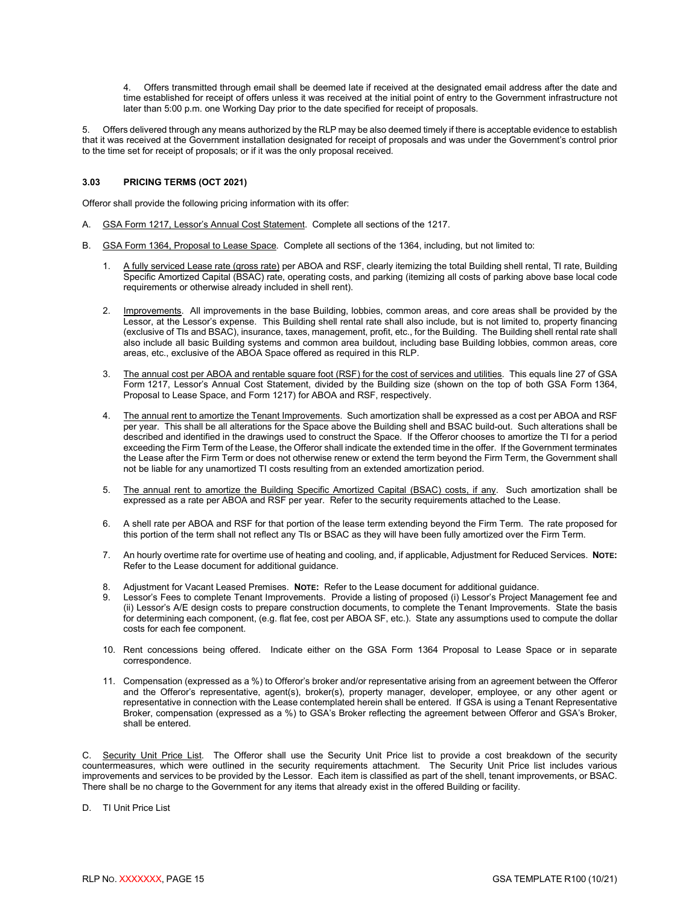4. Offers transmitted through email shall be deemed late if received at the designated email address after the date and time established for receipt of offers unless it was received at the initial point of entry to the Government infrastructure not later than 5:00 p.m. one Working Day prior to the date specified for receipt of proposals.

5. Offers delivered through any means authorized by the RLP may be also deemed timely if there is acceptable evidence to establish that it was received at the Government installation designated for receipt of proposals and was under the Government's control prior to the time set for receipt of proposals; or if it was the only proposal received.

### 3.03 PRICING TERMS (OCT 2021)

Offeror shall provide the following pricing information with its offer:

A. GSA Form 1217, Lessor's Annual Cost Statement. Complete all sections of the 1217.

B. GSA Form 1364, Proposal to Lease Space. Complete all sections of the 1364, including, but not limited to:

1. A fully serviced Lease rate (gross rate) per ABOA and RSF, clearly itemizing the total Building shell rental, TI rate, Building Specific Amortized Capital (BSAC) rate, operating costs, and parking (itemizing all costs of parking above base local code requirements or otherwise already included in shell rent).

2. Improvements. All improvements in the base Building, lobbies, common areas, and core areas shall be provided by the Lessor, at the Lessor's expense. This Building shell rental rate shall also include, but is not limited to, property financing (exclusive of TIs and BSAC), insurance, taxes, management, profit, etc., for the Building. The Building shell rental rate shall also include all basic Building systems and common area buildout, including base Building lobbies, common areas, core areas, etc., exclusive of the ABOA Space offered as required in this RLP.

3. The annual cost per ABOA and rentable square foot (RSF) for the cost of services and utilities. This equals line 27 of GSA Form 1217, Lessor's Annual Cost Statement, divided by the Building size (shown on the top of both GSA Form 1364, Proposal to Lease Space, and Form 1217) for ABOA and RSF, respectively.

4. The annual rent to amortize the Tenant Improvements. Such amortization shall be expressed as a cost per ABOA and RSF per year. This shall be all alterations for the Space above the Building shell and BSAC build-out. Such alterations shall be described and identified in the drawings used to construct the Space. If the Offeror chooses to amortize the TI for a period exceeding the Firm Term of the Lease, the Offeror shall indicate the extended time in the offer. If the Government terminates the Lease after the Firm Term or does not otherwise renew or extend the term beyond the Firm Term, the Government shall not be liable for any unamortized TI costs resulting from an extended amortization period.

5. The annual rent to amortize the Building Specific Amortized Capital (BSAC) costs, if any. Such amortization shall be expressed as a rate per ABOA and RSF per year. Refer to the security requirements attached to the Lease.

6. A shell rate per ABOA and RSF for that portion of the lease term extending beyond the Firm Term. The rate proposed for this portion of the term shall not reflect any TIs or BSAC as they will have been fully amortized over the Firm Term.

7. An hourly overtime rate for overtime use of heating and cooling, and, if applicable, Adjustment for Reduced Services. **NOTE:** Refer to the Lease document for additional guidance.

8. Adjustment for Vacant Leased Premises. **NOTE:** Refer to the Lease document for additional guidance.

9. Lessor's Fees to complete Tenant Improvements. Provide a listing of proposed (i) Lessor's Project Management fee and (ii) Lessor's A/E design costs to prepare construction documents, to complete the Tenant Improvements. State the basis for determining each component, (e.g. flat fee, cost per ABOA SF, etc.). State any assumptions used to compute the dollar costs for each fee component.

10. Rent concessions being offered. Indicate either on the GSA Form 1364 Proposal to Lease Space or in separate correspondence.

11. Compensation (expressed as a %) to Offeror's broker and/or representative arising from an agreement between the Offeror and the Offeror's representative, agent(s), broker(s), property manager, developer, employee, or any other agent or representative in connection with the Lease contemplated herein shall be entered. If GSA is using a Tenant Representative Broker, compensation (expressed as a %) to GSA's Broker reflecting the agreement between Offeror and GSA's Broker, shall be entered.

C. Security Unit Price List. The Offeror shall use the Security Unit Price list to provide a cost breakdown of the security countermeasures, which were outlined in the security requirements attachment. The Security Unit Price list includes various improvements and services to be provided by the Lessor. Each item is classified as part of the shell, tenant improvements, or BSAC. There shall be no charge to the Government for any items that already exist in the offered Building or facility.

D. TI Unit Price List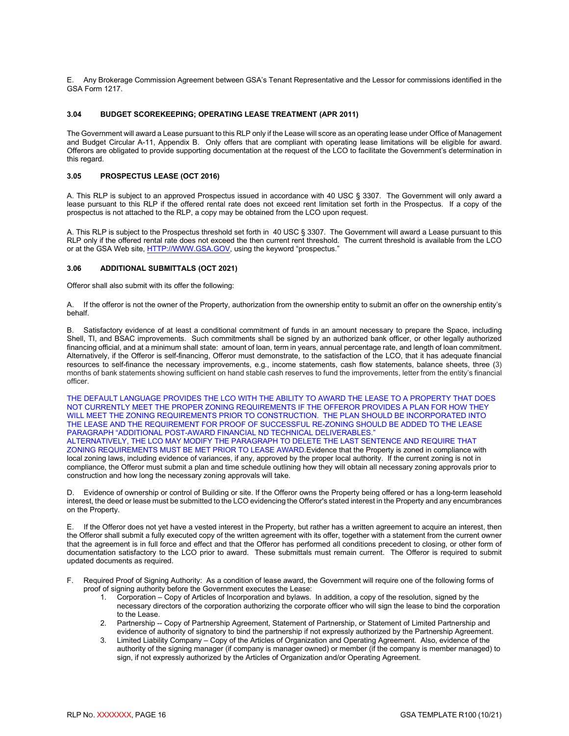E. Any Brokerage Commission Agreement between GSA's Tenant Representative and the Lessor for commissions identified in the GSA Form 1217.

### 3.04 BUDGET SCOREKEEPING; OPERATING LEASE TREATMENT (APR 2011)

The Government will award a Lease pursuant to this RLP only if the Lease will score as an operating lease under Office of Management and Budget Circular A-11, Appendix B. Only offers that are compliant with operating lease limitations will be eligible for award. Offerors are obligated to provide supporting documentation at the request of the LCO to facilitate the Government's determination in this regard.

### 3.05 PROSPECTUS LEASE (OCT 2016)

A. This RLP is subject to an approved Prospectus issued in accordance with 40 USC § 3307. The Government will only award a lease pursuant to this RLP if the offered rental rate does not exceed rent limitation set forth in the Prospectus. If a copy of the prospectus is not attached to the RLP, a copy may be obtained from the LCO upon request.

A. This RLP is subject to the Prospectus threshold set forth in 40 USC § 3307. The Government will award a Lease pursuant to this RLP only if the offered rental rate does not exceed the then current rent threshold. The current threshold is available from the LCO or at the GSA Web site, HTTP://WWW.GSA.GOV, using the keyword "prospectus."

### 3.06 ADDITIONAL SUBMITTALS (OCT 2021)

Offeror shall also submit with its offer the following:

A. If the offeror is not the owner of the Property, authorization from the ownership entity to submit an offer on the ownership entity's behalf.

B. Satisfactory evidence of at least a conditional commitment of funds in an amount necessary to prepare the Space, including Shell, TI, and BSAC improvements. Such commitments shall be signed by an authorized bank officer, or other legally authorized financing official, and at a minimum shall state: amount of loan, term in years, annual percentage rate, and length of loan commitment. Alternatively, if the Offeror is self-financing, Offeror must demonstrate, to the satisfaction of the LCO, that it has adequate financial resources to self-finance the necessary improvements, e.g., income statements, cash flow statements, balance sheets, three (3) months of bank statements showing sufficient on hand stable cash reserves to fund the improvements, letter from the entity's financial officer.

THE DEFAULT LANGUAGE PROVIDES THE LCO WITH THE ABILITY TO AWARD THE LEASE TO A PROPERTY THAT DOES NOT CURRENTLY MEET THE PROPER ZONING REQUIREMENTS IF THE OFFEROR PROVIDES A PLAN FOR HOW THEY WILL MEET THE ZONING REQUIREMENTS PRIOR TO CONSTRUCTION. THE PLAN SHOULD BE INCORPORATED INTO THE LEASE AND THE REQUIREMENT FOR PROOF OF SUCCESSFUL RE-ZONING SHOULD BE ADDED TO THE LEASE PARAGRAPH "ADDITIONAL POST-AWARD FINANCIAL ND TECHNICAL DELIVERABLES." ALTERNATIVELY, THE LCO MAY MODIFY THE PARAGRAPH TO DELETE THE LAST SENTENCE AND REQUIRE THAT ZONING REQUIREMENTS MUST BE MET PRIOR TO LEASE AWARD.Evidence that the Property is zoned in compliance with local zoning laws, including evidence of variances, if any, approved by the proper local authority. If the current zoning is not in compliance, the Offeror must submit a plan and time schedule outlining how they will obtain all necessary zoning approvals prior to construction and how long the necessary zoning approvals will take.

D. Evidence of ownership or control of Building or site. If the Offeror owns the Property being offered or has a long-term leasehold interest, the deed or lease must be submitted to the LCO evidencing the Offeror's stated interest in the Property and any encumbrances on the Property.

E. If the Offeror does not yet have a vested interest in the Property, but rather has a written agreement to acquire an interest, then the Offeror shall submit a fully executed copy of the written agreement with its offer, together with a statement from the current owner that the agreement is in full force and effect and that the Offeror has performed all conditions precedent to closing, or other form of documentation satisfactory to the LCO prior to award. These submittals must remain current. The Offeror is required to submit updated documents as required.

F. Required Proof of Signing Authority: As a condition of lease award, the Government will require one of the following forms of proof of signing authority before the Government executes the Lease:

1. Corporation – Copy of Articles of Incorporation and bylaws. In addition, a copy of the resolution, signed by the necessary directors of the corporation authorizing the corporate officer who will sign the lease to bind the corporation to the Lease.
2. Partnership -- Copy of Partnership Agreement, Statement of Partnership, or Statement of Limited Partnership and evidence of authority of signatory to bind the partnership if not expressly authorized by the Partnership Agreement.
3. Limited Liability Company – Copy of the Articles of Organization and Operating Agreement. Also, evidence of the authority of the signing manager (if company is manager owned) or member (if the company is member managed) to sign, if not expressly authorized by the Articles of Organization and/or Operating Agreement.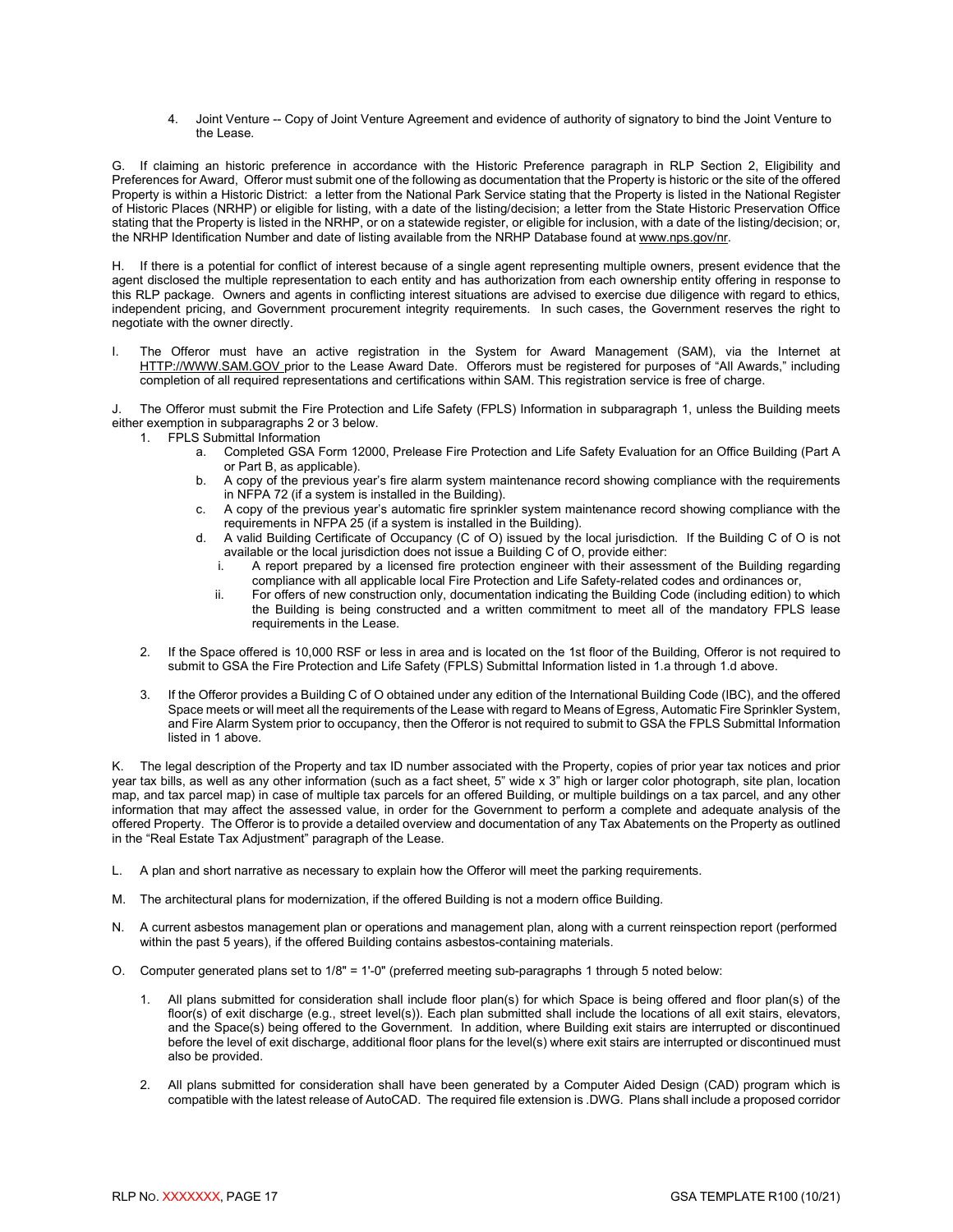4. Joint Venture -- Copy of Joint Venture Agreement and evidence of authority of signatory to bind the Joint Venture to the Lease.

G. If claiming an historic preference in accordance with the Historic Preference paragraph in RLP Section 2, Eligibility and Preferences for Award, Offeror must submit one of the following as documentation that the Property is historic or the site of the offered Property is within a Historic District: a letter from the National Park Service stating that the Property is listed in the National Register of Historic Places (NRHP) or eligible for listing, with a date of the listing/decision; a letter from the State Historic Preservation Office stating that the Property is listed in the NRHP, or on a statewide register, or eligible for inclusion, with a date of the listing/decision; or, the NRHP Identification Number and date of listing available from the NRHP Database found at www.nps.gov/nr.

H. If there is a potential for conflict of interest because of a single agent representing multiple owners, present evidence that the agent disclosed the multiple representation to each entity and has authorization from each ownership entity offering in response to this RLP package. Owners and agents in conflicting interest situations are advised to exercise due diligence with regard to ethics, independent pricing, and Government procurement integrity requirements. In such cases, the Government reserves the right to negotiate with the owner directly.

I. The Offeror must have an active registration in the System for Award Management (SAM), via the Internet at HTTP://WWW.SAM.GOV prior to the Lease Award Date. Offerors must be registered for purposes of "All Awards," including completion of all required representations and certifications within SAM. This registration service is free of charge.

J. The Offeror must submit the Fire Protection and Life Safety (FPLS) Information in subparagraph 1, unless the Building meets either exemption in subparagraphs 2 or 3 below.

1. FPLS Submittal Information
   a. Completed GSA Form 12000, Prelease Fire Protection and Life Safety Evaluation for an Office Building (Part A or Part B, as applicable).
   b. A copy of the previous year's fire alarm system maintenance record showing compliance with the requirements in NFPA 72 (if a system is installed in the Building).
   c. A copy of the previous year's automatic fire sprinkler system maintenance record showing compliance with the requirements in NFPA 25 (if a system is installed in the Building).
   d. A valid Building Certificate of Occupancy (C of O) issued by the local jurisdiction. If the Building C of O is not available or the local jurisdiction does not issue a Building C of O, provide either:
      i. A report prepared by a licensed fire protection engineer with their assessment of the Building regarding compliance with all applicable local Fire Protection and Life Safety-related codes and ordinances or,
      ii. For offers of new construction only, documentation indicating the Building Code (including edition) to which the Building is being constructed and a written commitment to meet all of the mandatory FPLS lease requirements in the Lease.

2. If the Space offered is 10,000 RSF or less in area and is located on the 1st floor of the Building, Offeror is not required to submit to GSA the Fire Protection and Life Safety (FPLS) Submittal Information listed in 1.a through 1.d above.

3. If the Offeror provides a Building C of O obtained under any edition of the International Building Code (IBC), and the offered Space meets or will meet all the requirements of the Lease with regard to Means of Egress, Automatic Fire Sprinkler System, and Fire Alarm System prior to occupancy, then the Offeror is not required to submit to GSA the FPLS Submittal Information listed in 1 above.

K. The legal description of the Property and tax ID number associated with the Property, copies of prior year tax notices and prior year tax bills, as well as any other information (such as a fact sheet, 5" wide x 3" high or larger color photograph, site plan, location map, and tax parcel map) in case of multiple tax parcels for an offered Building, or multiple buildings on a tax parcel, and any other information that may affect the assessed value, in order for the Government to perform a complete and adequate analysis of the offered Property. The Offeror is to provide a detailed overview and documentation of any Tax Abatements on the Property as outlined in the "Real Estate Tax Adjustment" paragraph of the Lease.

L. A plan and short narrative as necessary to explain how the Offeror will meet the parking requirements.

M. The architectural plans for modernization, if the offered Building is not a modern office Building.

N. A current asbestos management plan or operations and management plan, along with a current reinspection report (performed within the past 5 years), if the offered Building contains asbestos-containing materials.

O. Computer generated plans set to 1/8" = 1'-0" (preferred meeting sub-paragraphs 1 through 5 noted below:

1. All plans submitted for consideration shall include floor plan(s) for which Space is being offered and floor plan(s) of the floor(s) of exit discharge (e.g., street level(s)). Each plan submitted shall include the locations of all exit stairs, elevators, and the Space(s) being offered to the Government. In addition, where Building exit stairs are interrupted or discontinued before the level of exit discharge, additional floor plans for the level(s) where exit stairs are interrupted or discontinued must also be provided.

2. All plans submitted for consideration shall have been generated by a Computer Aided Design (CAD) program which is compatible with the latest release of AutoCAD. The required file extension is .DWG. Plans shall include a proposed corridor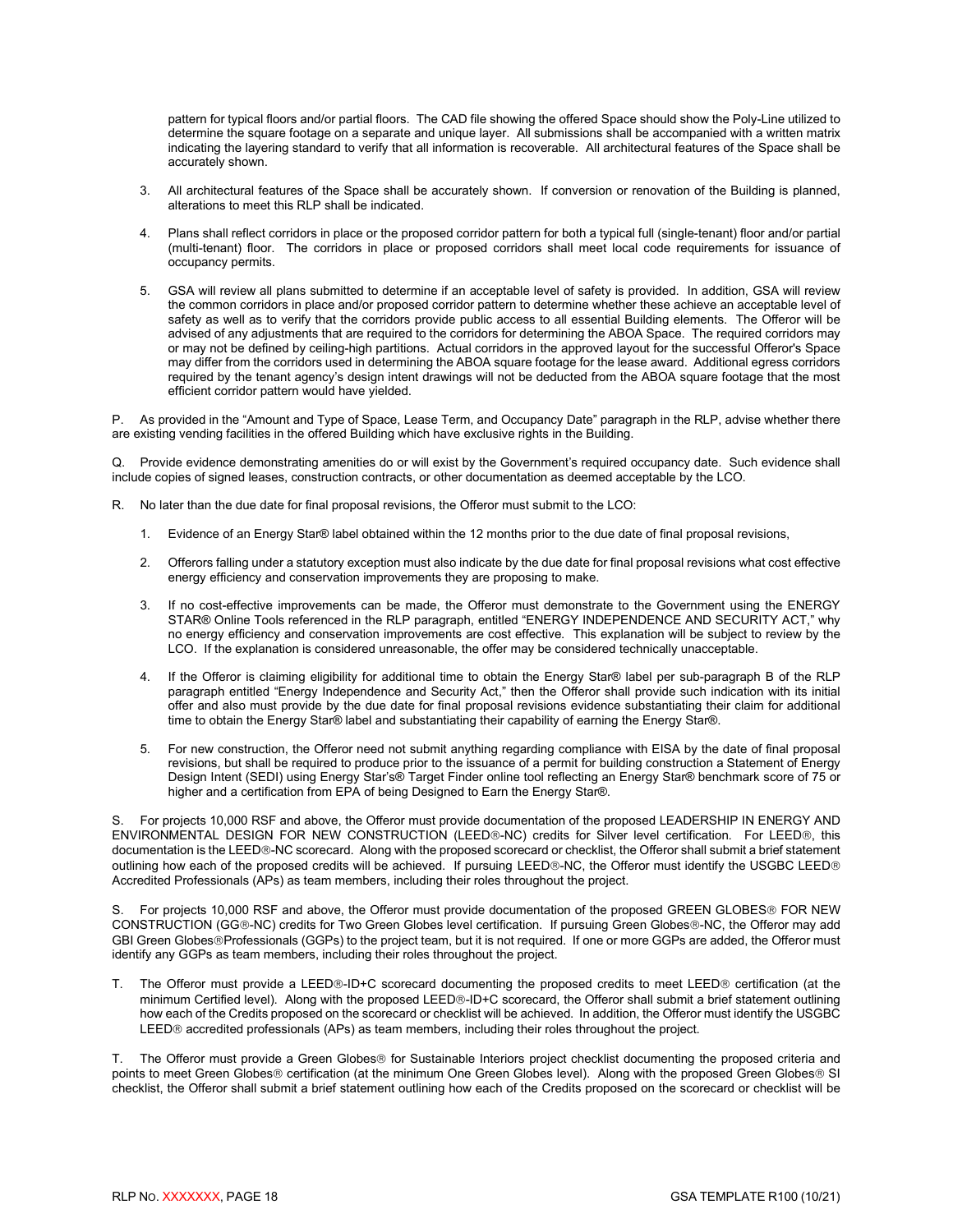pattern for typical floors and/or partial floors. The CAD file showing the offered Space should show the Poly-Line utilized to determine the square footage on a separate and unique layer. All submissions shall be accompanied with a written matrix indicating the layering standard to verify that all information is recoverable. All architectural features of the Space shall be accurately shown.

3. All architectural features of the Space shall be accurately shown. If conversion or renovation of the Building is planned, alterations to meet this RLP shall be indicated.

4. Plans shall reflect corridors in place or the proposed corridor pattern for both a typical full (single-tenant) floor and/or partial (multi-tenant) floor. The corridors in place or proposed corridors shall meet local code requirements for issuance of occupancy permits.

5. GSA will review all plans submitted to determine if an acceptable level of safety is provided. In addition, GSA will review the common corridors in place and/or proposed corridor pattern to determine whether these achieve an acceptable level of safety as well as to verify that the corridors provide public access to all essential Building elements. The Offeror will be advised of any adjustments that are required to the corridors for determining the ABOA Space. The required corridors may or may not be defined by ceiling-high partitions. Actual corridors in the approved layout for the successful Offeror's Space may differ from the corridors used in determining the ABOA square footage for the lease award. Additional egress corridors required by the tenant agency's design intent drawings will not be deducted from the ABOA square footage that the most efficient corridor pattern would have yielded.

P. As provided in the "Amount and Type of Space, Lease Term, and Occupancy Date" paragraph in the RLP, advise whether there are existing vending facilities in the offered Building which have exclusive rights in the Building.

Q. Provide evidence demonstrating amenities do or will exist by the Government's required occupancy date. Such evidence shall include copies of signed leases, construction contracts, or other documentation as deemed acceptable by the LCO.

R. No later than the due date for final proposal revisions, the Offeror must submit to the LCO:

1. Evidence of an Energy Star® label obtained within the 12 months prior to the due date of final proposal revisions,

2. Offerors falling under a statutory exception must also indicate by the due date for final proposal revisions what cost effective energy efficiency and conservation improvements they are proposing to make.

3. If no cost-effective improvements can be made, the Offeror must demonstrate to the Government using the ENERGY STAR® Online Tools referenced in the RLP paragraph, entitled "ENERGY INDEPENDENCE AND SECURITY ACT," why no energy efficiency and conservation improvements are cost effective. This explanation will be subject to review by the LCO. If the explanation is considered unreasonable, the offer may be considered technically unacceptable.

4. If the Offeror is claiming eligibility for additional time to obtain the Energy Star® label per sub-paragraph B of the RLP paragraph entitled "Energy Independence and Security Act," then the Offeror shall provide such indication with its initial offer and also must provide by the due date for final proposal revisions evidence substantiating their claim for additional time to obtain the Energy Star® label and substantiating their capability of earning the Energy Star®.

5. For new construction, the Offeror need not submit anything regarding compliance with EISA by the date of final proposal revisions, but shall be required to produce prior to the issuance of a permit for building construction a Statement of Energy Design Intent (SEDI) using Energy Star's® Target Finder online tool reflecting an Energy Star® benchmark score of 75 or higher and a certification from EPA of being Designed to Earn the Energy Star®.

S. For projects 10,000 RSF and above, the Offeror must provide documentation of the proposed LEADERSHIP IN ENERGY AND ENVIRONMENTAL DESIGN FOR NEW CONSTRUCTION (LEED®-NC) credits for Silver level certification. For LEED®, this documentation is the LEED®-NC scorecard. Along with the proposed scorecard or checklist, the Offeror shall submit a brief statement outlining how each of the proposed credits will be achieved. If pursuing LEED®-NC, the Offeror must identify the USGBC LEED® Accredited Professionals (APs) as team members, including their roles throughout the project.

S. For projects 10,000 RSF and above, the Offeror must provide documentation of the proposed GREEN GLOBES® FOR NEW CONSTRUCTION (GG®-NC) credits for Two Green Globes level certification. If pursuing Green Globes®-NC, the Offeror may add GBI Green Globes®Professionals (GGPs) to the project team, but it is not required. If one or more GGPs are added, the Offeror must identify any GGPs as team members, including their roles throughout the project.

T. The Offeror must provide a LEED®-ID+C scorecard documenting the proposed credits to meet LEED® certification (at the minimum Certified level). Along with the proposed LEED®-ID+C scorecard, the Offeror shall submit a brief statement outlining how each of the Credits proposed on the scorecard or checklist will be achieved. In addition, the Offeror must identify the USGBC LEED® accredited professionals (APs) as team members, including their roles throughout the project.

T. The Offeror must provide a Green Globes® for Sustainable Interiors project checklist documenting the proposed criteria and points to meet Green Globes® certification (at the minimum One Green Globes level). Along with the proposed Green Globes® SI checklist, the Offeror shall submit a brief statement outlining how each of the Credits proposed on the scorecard or checklist will be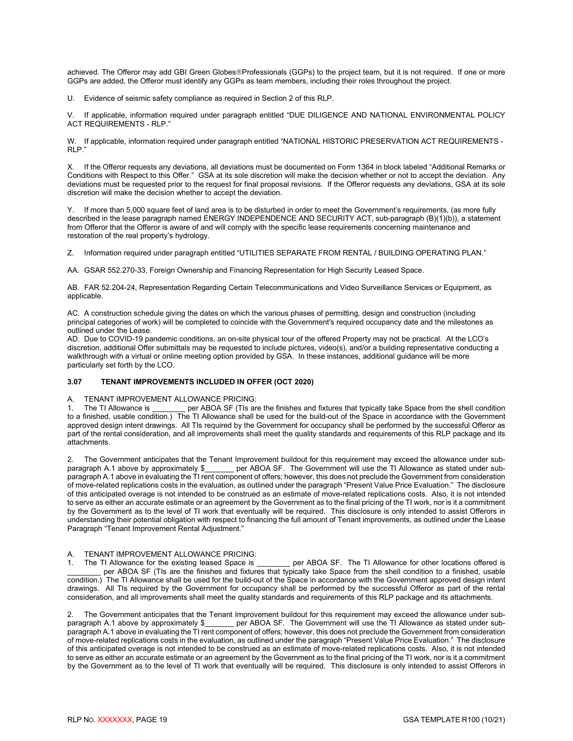achieved. The Offeror may add GBI Green Globes®Professionals (GGPs) to the project team, but it is not required. If one or more GGPs are added, the Offeror must identify any GGPs as team members, including their roles throughout the project.

U. Evidence of seismic safety compliance as required in Section 2 of this RLP.

V. If applicable, information required under paragraph entitled "DUE DILIGENCE AND NATIONAL ENVIRONMENTAL POLICY ACT REQUIREMENTS - RLP."

W. If applicable, information required under paragraph entitled "NATIONAL HISTORIC PRESERVATION ACT REQUIREMENTS - RLP."

X. If the Offeror requests any deviations, all deviations must be documented on Form 1364 in block labeled "Additional Remarks or Conditions with Respect to this Offer." GSA at its sole discretion will make the decision whether or not to accept the deviation. Any deviations must be requested prior to the request for final proposal revisions. If the Offeror requests any deviations, GSA at its sole discretion will make the decision whether to accept the deviation.

Y. If more than 5,000 square feet of land area is to be disturbed in order to meet the Government's requirements, (as more fully described in the lease paragraph named ENERGY INDEPENDENCE AND SECURITY ACT, sub-paragraph (B)(1)(b)), a statement from Offeror that the Offeror is aware of and will comply with the specific lease requirements concerning maintenance and restoration of the real property's hydrology.

Z. Information required under paragraph entitled "UTILITIES SEPARATE FROM RENTAL / BUILDING OPERATING PLAN."

AA. GSAR 552.270-33, Foreign Ownership and Financing Representation for High Security Leased Space.

AB. FAR 52.204-24, Representation Regarding Certain Telecommunications and Video Surveillance Services or Equipment, as applicable.

AC. A construction schedule giving the dates on which the various phases of permitting, design and construction (including principal categories of work) will be completed to coincide with the Government's required occupancy date and the milestones as outlined under the Lease.

AD. Due to COVID-19 pandemic conditions, an on-site physical tour of the offered Property may not be practical. At the LCO's discretion, additional Offer submittals may be requested to include pictures, video(s), and/or a building representative conducting a walkthrough with a virtual or online meeting option provided by GSA. In these instances, additional guidance will be more particularly set forth by the LCO.

### 3.07 TENANT IMPROVEMENTS INCLUDED IN OFFER (OCT 2020)

A. TENANT IMPROVEMENT ALLOWANCE PRICING:

1. The TI Allowance is ________ per ABOA SF (TIs are the finishes and fixtures that typically take Space from the shell condition to a finished, usable condition.) The TI Allowance shall be used for the build-out of the Space in accordance with the Government approved design intent drawings. All TIs required by the Government for occupancy shall be performed by the successful Offeror as part of the rental consideration, and all improvements shall meet the quality standards and requirements of this RLP package and its attachments.

2. The Government anticipates that the Tenant Improvement buildout for this requirement may exceed the allowance under sub-paragraph A.1 above by approximately $_______ per ABOA SF. The Government will use the TI Allowance as stated under sub-paragraph A.1 above in evaluating the TI rent component of offers; however, this does not preclude the Government from consideration of move-related replications costs in the evaluation, as outlined under the paragraph "Present Value Price Evaluation." The disclosure of this anticipated overage is not intended to be construed as an estimate of move-related replications costs. Also, it is not intended to serve as either an accurate estimate or an agreement by the Government as to the final pricing of the TI work, nor is it a commitment by the Government as to the level of TI work that eventually will be required. This disclosure is only intended to assist Offerors in understanding their potential obligation with respect to financing the full amount of Tenant improvements, as outlined under the Lease Paragraph "Tenant Improvement Rental Adjustment."

A. TENANT IMPROVEMENT ALLOWANCE PRICING:

1. The TI Allowance for the existing leased Space is ________ per ABOA SF. The TI Allowance for other locations offered is ________ per ABOA SF (TIs are the finishes and fixtures that typically take Space from the shell condition to a finished, usable condition.) The TI Allowance shall be used for the build-out of the Space in accordance with the Government approved design intent drawings. All TIs required by the Government for occupancy shall be performed by the successful Offeror as part of the rental consideration, and all improvements shall meet the quality standards and requirements of this RLP package and its attachments.

2. The Government anticipates that the Tenant Improvement buildout for this requirement may exceed the allowance under sub-paragraph A.1 above by approximately $_______ per ABOA SF. The Government will use the TI Allowance as stated under sub-paragraph A.1 above in evaluating the TI rent component of offers; however, this does not preclude the Government from consideration of move-related replications costs in the evaluation, as outlined under the paragraph "Present Value Price Evaluation." The disclosure of this anticipated overage is not intended to be construed as an estimate of move-related replications costs. Also, it is not intended to serve as either an accurate estimate or an agreement by the Government as to the final pricing of the TI work, nor is it a commitment by the Government as to the level of TI work that eventually will be required. This disclosure is only intended to assist Offerors in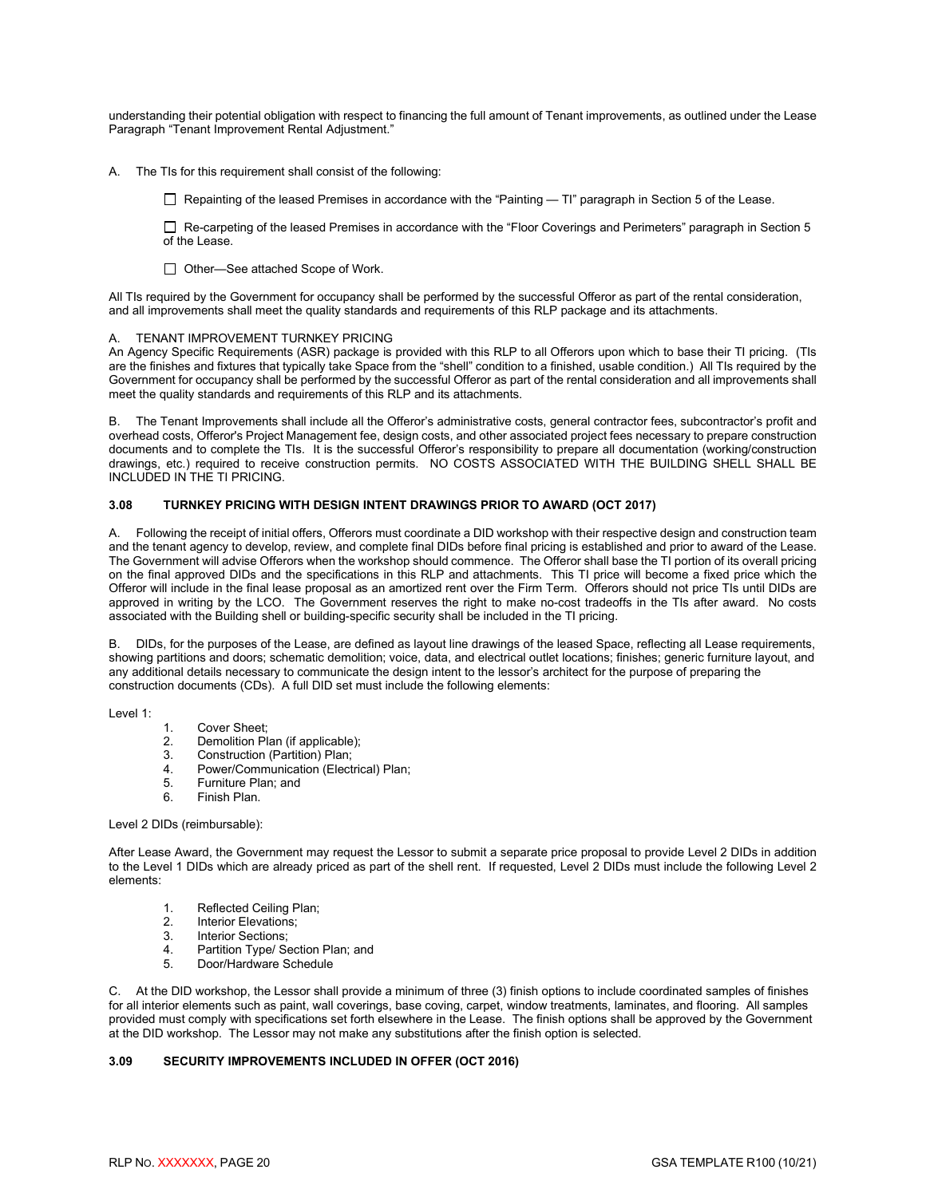understanding their potential obligation with respect to financing the full amount of Tenant improvements, as outlined under the Lease Paragraph "Tenant Improvement Rental Adjustment."

A. The TIs for this requirement shall consist of the following:

- ☐ Repainting of the leased Premises in accordance with the "Painting — TI" paragraph in Section 5 of the Lease.
- ☐ Re-carpeting of the leased Premises in accordance with the "Floor Coverings and Perimeters" paragraph in Section 5 of the Lease.
- ☐ Other—See attached Scope of Work.

All TIs required by the Government for occupancy shall be performed by the successful Offeror as part of the rental consideration, and all improvements shall meet the quality standards and requirements of this RLP package and its attachments.

A. TENANT IMPROVEMENT TURNKEY PRICING

An Agency Specific Requirements (ASR) package is provided with this RLP to all Offerors upon which to base their TI pricing. (TIs are the finishes and fixtures that typically take Space from the "shell" condition to a finished, usable condition.) All TIs required by the Government for occupancy shall be performed by the successful Offeror as part of the rental consideration and all improvements shall meet the quality standards and requirements of this RLP and its attachments.

B. The Tenant Improvements shall include all the Offeror's administrative costs, general contractor fees, subcontractor's profit and overhead costs, Offeror's Project Management fee, design costs, and other associated project fees necessary to prepare construction documents and to complete the TIs. It is the successful Offeror's responsibility to prepare all documentation (working/construction drawings, etc.) required to receive construction permits. NO COSTS ASSOCIATED WITH THE BUILDING SHELL SHALL BE INCLUDED IN THE TI PRICING.

### 3.08 TURNKEY PRICING WITH DESIGN INTENT DRAWINGS PRIOR TO AWARD (OCT 2017)

A. Following the receipt of initial offers, Offerors must coordinate a DID workshop with their respective design and construction team and the tenant agency to develop, review, and complete final DIDs before final pricing is established and prior to award of the Lease. The Government will advise Offerors when the workshop should commence. The Offeror shall base the TI portion of its overall pricing on the final approved DIDs and the specifications in this RLP and attachments. This TI price will become a fixed price which the Offeror will include in the final lease proposal as an amortized rent over the Firm Term. Offerors should not price TIs until DIDs are approved in writing by the LCO. The Government reserves the right to make no-cost tradeoffs in the TIs after award. No costs associated with the Building shell or building-specific security shall be included in the TI pricing.

B. DIDs, for the purposes of the Lease, are defined as layout line drawings of the leased Space, reflecting all Lease requirements, showing partitions and doors; schematic demolition; voice, data, and electrical outlet locations; finishes; generic furniture layout, and any additional details necessary to communicate the design intent to the lessor's architect for the purpose of preparing the construction documents (CDs). A full DID set must include the following elements:

Level 1:

1. Cover Sheet;
2. Demolition Plan (if applicable);
3. Construction (Partition) Plan;
4. Power/Communication (Electrical) Plan;
5. Furniture Plan; and
6. Finish Plan.

Level 2 DIDs (reimbursable):

After Lease Award, the Government may request the Lessor to submit a separate price proposal to provide Level 2 DIDs in addition to the Level 1 DIDs which are already priced as part of the shell rent. If requested, Level 2 DIDs must include the following Level 2 elements:

1. Reflected Ceiling Plan;
2. Interior Elevations;
3. Interior Sections;
4. Partition Type/ Section Plan; and
5. Door/Hardware Schedule

C. At the DID workshop, the Lessor shall provide a minimum of three (3) finish options to include coordinated samples of finishes for all interior elements such as paint, wall coverings, base coving, carpet, window treatments, laminates, and flooring. All samples provided must comply with specifications set forth elsewhere in the Lease. The finish options shall be approved by the Government at the DID workshop. The Lessor may not make any substitutions after the finish option is selected.

### 3.09 SECURITY IMPROVEMENTS INCLUDED IN OFFER (OCT 2016)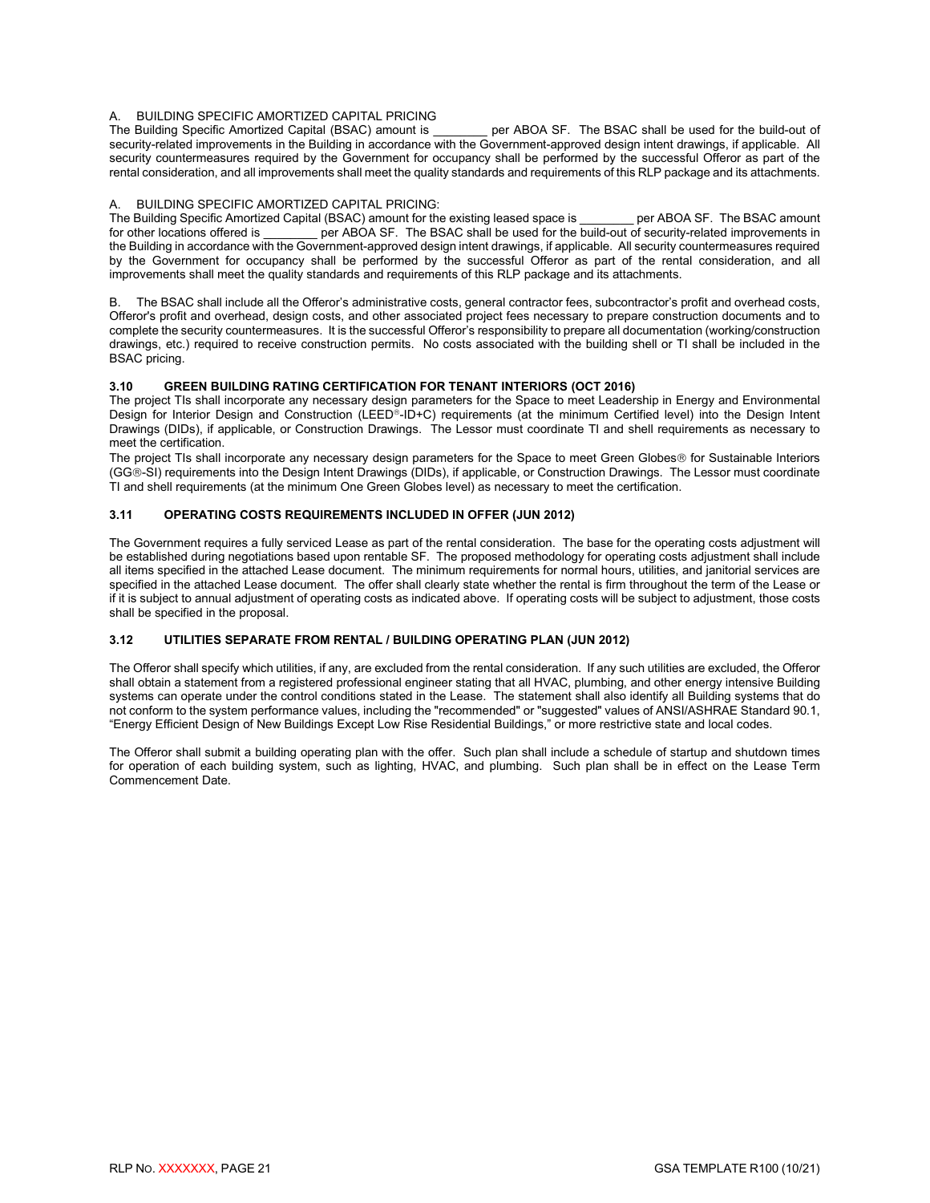A. BUILDING SPECIFIC AMORTIZED CAPITAL PRICING

The Building Specific Amortized Capital (BSAC) amount is ________ per ABOA SF. The BSAC shall be used for the build-out of security-related improvements in the Building in accordance with the Government-approved design intent drawings, if applicable. All security countermeasures required by the Government for occupancy shall be performed by the successful Offeror as part of the rental consideration, and all improvements shall meet the quality standards and requirements of this RLP package and its attachments.

A. BUILDING SPECIFIC AMORTIZED CAPITAL PRICING:

The Building Specific Amortized Capital (BSAC) amount for the existing leased space is ________ per ABOA SF. The BSAC amount for other locations offered is ________ per ABOA SF. The BSAC shall be used for the build-out of security-related improvements in the Building in accordance with the Government-approved design intent drawings, if applicable. All security countermeasures required by the Government for occupancy shall be performed by the successful Offeror as part of the rental consideration, and all improvements shall meet the quality standards and requirements of this RLP package and its attachments.

B. The BSAC shall include all the Offeror's administrative costs, general contractor fees, subcontractor's profit and overhead costs, Offeror's profit and overhead, design costs, and other associated project fees necessary to prepare construction documents and to complete the security countermeasures. It is the successful Offeror's responsibility to prepare all documentation (working/construction drawings, etc.) required to receive construction permits. No costs associated with the building shell or TI shall be included in the BSAC pricing.

### 3.10 GREEN BUILDING RATING CERTIFICATION FOR TENANT INTERIORS (OCT 2016)

The project TIs shall incorporate any necessary design parameters for the Space to meet Leadership in Energy and Environmental Design for Interior Design and Construction (LEED®-ID+C) requirements (at the minimum Certified level) into the Design Intent Drawings (DIDs), if applicable, or Construction Drawings. The Lessor must coordinate TI and shell requirements as necessary to meet the certification.

The project TIs shall incorporate any necessary design parameters for the Space to meet Green Globes® for Sustainable Interiors (GG®-SI) requirements into the Design Intent Drawings (DIDs), if applicable, or Construction Drawings. The Lessor must coordinate TI and shell requirements (at the minimum One Green Globes level) as necessary to meet the certification.

### 3.11 OPERATING COSTS REQUIREMENTS INCLUDED IN OFFER (JUN 2012)

The Government requires a fully serviced Lease as part of the rental consideration. The base for the operating costs adjustment will be established during negotiations based upon rentable SF. The proposed methodology for operating costs adjustment shall include all items specified in the attached Lease document. The minimum requirements for normal hours, utilities, and janitorial services are specified in the attached Lease document. The offer shall clearly state whether the rental is firm throughout the term of the Lease or if it is subject to annual adjustment of operating costs as indicated above. If operating costs will be subject to adjustment, those costs shall be specified in the proposal.

### 3.12 UTILITIES SEPARATE FROM RENTAL / BUILDING OPERATING PLAN (JUN 2012)

The Offeror shall specify which utilities, if any, are excluded from the rental consideration. If any such utilities are excluded, the Offeror shall obtain a statement from a registered professional engineer stating that all HVAC, plumbing, and other energy intensive Building systems can operate under the control conditions stated in the Lease. The statement shall also identify all Building systems that do not conform to the system performance values, including the "recommended" or "suggested" values of ANSI/ASHRAE Standard 90.1, "Energy Efficient Design of New Buildings Except Low Rise Residential Buildings," or more restrictive state and local codes.

The Offeror shall submit a building operating plan with the offer. Such plan shall include a schedule of startup and shutdown times for operation of each building system, such as lighting, HVAC, and plumbing. Such plan shall be in effect on the Lease Term Commencement Date.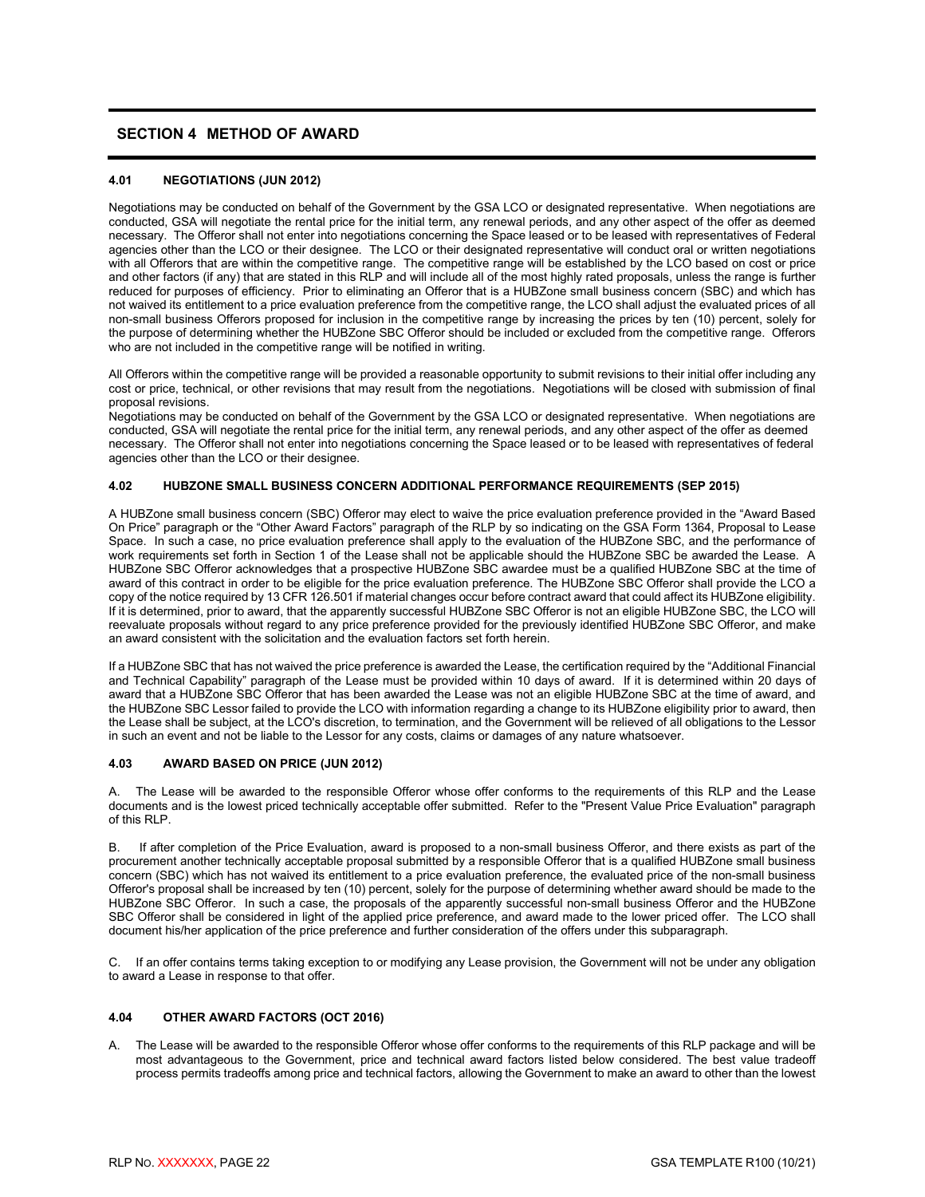## SECTION 4 METHOD OF AWARD

### 4.01 NEGOTIATIONS (JUN 2012)

Negotiations may be conducted on behalf of the Government by the GSA LCO or designated representative. When negotiations are conducted, GSA will negotiate the rental price for the initial term, any renewal periods, and any other aspect of the offer as deemed necessary. The Offeror shall not enter into negotiations concerning the Space leased or to be leased with representatives of Federal agencies other than the LCO or their designee. The LCO or their designated representative will conduct oral or written negotiations with all Offerors that are within the competitive range. The competitive range will be established by the LCO based on cost or price and other factors (if any) that are stated in this RLP and will include all of the most highly rated proposals, unless the range is further reduced for purposes of efficiency. Prior to eliminating an Offeror that is a HUBZone small business concern (SBC) and which has not waived its entitlement to a price evaluation preference from the competitive range, the LCO shall adjust the evaluated prices of all non-small business Offerors proposed for inclusion in the competitive range by increasing the prices by ten (10) percent, solely for the purpose of determining whether the HUBZone SBC Offeror should be included or excluded from the competitive range. Offerors who are not included in the competitive range will be notified in writing.

All Offerors within the competitive range will be provided a reasonable opportunity to submit revisions to their initial offer including any cost or price, technical, or other revisions that may result from the negotiations. Negotiations will be closed with submission of final proposal revisions.
Negotiations may be conducted on behalf of the Government by the GSA LCO or designated representative. When negotiations are conducted, GSA will negotiate the rental price for the initial term, any renewal periods, and any other aspect of the offer as deemed necessary. The Offeror shall not enter into negotiations concerning the Space leased or to be leased with representatives of federal agencies other than the LCO or their designee.

### 4.02 HUBZONE SMALL BUSINESS CONCERN ADDITIONAL PERFORMANCE REQUIREMENTS (SEP 2015)

A HUBZone small business concern (SBC) Offeror may elect to waive the price evaluation preference provided in the "Award Based On Price" paragraph or the "Other Award Factors" paragraph of the RLP by so indicating on the GSA Form 1364, Proposal to Lease Space. In such a case, no price evaluation preference shall apply to the evaluation of the HUBZone SBC, and the performance of work requirements set forth in Section 1 of the Lease shall not be applicable should the HUBZone SBC be awarded the Lease. A HUBZone SBC Offeror acknowledges that a prospective HUBZone SBC awardee must be a qualified HUBZone SBC at the time of award of this contract in order to be eligible for the price evaluation preference. The HUBZone SBC Offeror shall provide the LCO a copy of the notice required by 13 CFR 126.501 if material changes occur before contract award that could affect its HUBZone eligibility. If it is determined, prior to award, that the apparently successful HUBZone SBC Offeror is not an eligible HUBZone SBC, the LCO will reevaluate proposals without regard to any price preference provided for the previously identified HUBZone SBC Offeror, and make an award consistent with the solicitation and the evaluation factors set forth herein.

If a HUBZone SBC that has not waived the price preference is awarded the Lease, the certification required by the "Additional Financial and Technical Capability" paragraph of the Lease must be provided within 10 days of award. If it is determined within 20 days of award that a HUBZone SBC Offeror that has been awarded the Lease was not an eligible HUBZone SBC at the time of award, and the HUBZone SBC Lessor failed to provide the LCO with information regarding a change to its HUBZone eligibility prior to award, then the Lease shall be subject, at the LCO's discretion, to termination, and the Government will be relieved of all obligations to the Lessor in such an event and not be liable to the Lessor for any costs, claims or damages of any nature whatsoever.

### 4.03 AWARD BASED ON PRICE (JUN 2012)

A. The Lease will be awarded to the responsible Offeror whose offer conforms to the requirements of this RLP and the Lease documents and is the lowest priced technically acceptable offer submitted. Refer to the "Present Value Price Evaluation" paragraph of this RLP.

B. If after completion of the Price Evaluation, award is proposed to a non-small business Offeror, and there exists as part of the procurement another technically acceptable proposal submitted by a responsible Offeror that is a qualified HUBZone small business concern (SBC) which has not waived its entitlement to a price evaluation preference, the evaluated price of the non-small business Offeror's proposal shall be increased by ten (10) percent, solely for the purpose of determining whether award should be made to the HUBZone SBC Offeror. In such a case, the proposals of the apparently successful non-small business Offeror and the HUBZone SBC Offeror shall be considered in light of the applied price preference, and award made to the lower priced offer. The LCO shall document his/her application of the price preference and further consideration of the offers under this subparagraph.

C. If an offer contains terms taking exception to or modifying any Lease provision, the Government will not be under any obligation to award a Lease in response to that offer.

### 4.04 OTHER AWARD FACTORS (OCT 2016)

A. The Lease will be awarded to the responsible Offeror whose offer conforms to the requirements of this RLP package and will be most advantageous to the Government, price and technical award factors listed below considered. The best value tradeoff process permits tradeoffs among price and technical factors, allowing the Government to make an award to other than the lowest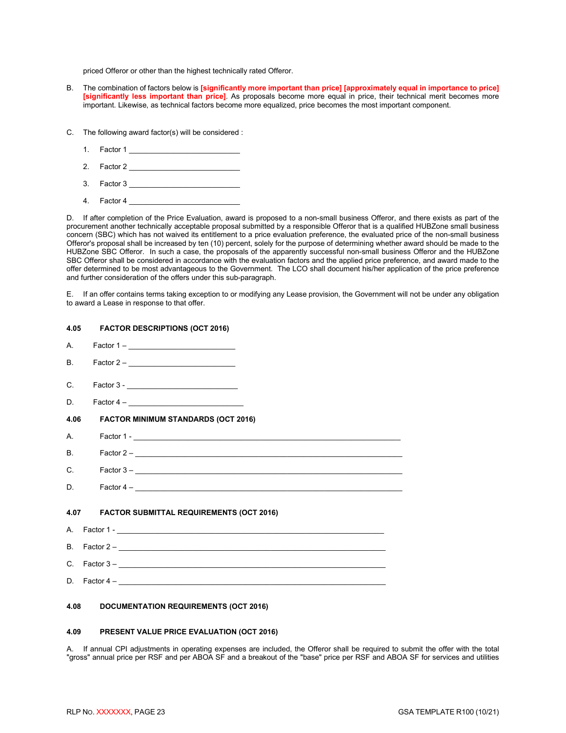priced Offeror or other than the highest technically rated Offeror.

B. The combination of factors below is **[significantly more important than price] [approximately equal in importance to price] [significantly less important than price]**. As proposals become more equal in price, their technical merit becomes more important. Likewise, as technical factors become more equalized, price becomes the most important component.

C. The following award factor(s) will be considered :

1. Factor 1 ___________________________
2. Factor 2 ___________________________
3. Factor 3 ___________________________
4. Factor 4 ___________________________

D. If after completion of the Price Evaluation, award is proposed to a non-small business Offeror, and there exists as part of the procurement another technically acceptable proposal submitted by a responsible Offeror that is a qualified HUBZone small business concern (SBC) which has not waived its entitlement to a price evaluation preference, the evaluated price of the non-small business Offeror's proposal shall be increased by ten (10) percent, solely for the purpose of determining whether award should be made to the HUBZone SBC Offeror. In such a case, the proposals of the apparently successful non-small business Offeror and the HUBZone SBC Offeror shall be considered in accordance with the evaluation factors and the applied price preference, and award made to the offer determined to be most advantageous to the Government. The LCO shall document his/her application of the price preference and further consideration of the offers under this sub-paragraph.

E. If an offer contains terms taking exception to or modifying any Lease provision, the Government will not be under any obligation to award a Lease in response to that offer.

### 4.05 FACTOR DESCRIPTIONS (OCT 2016)

A. Factor 1 – ___________________________

B. Factor 2 – ___________________________

C. Factor 3 - ___________________________

D. Factor 4 – ___________________________

### 4.06 FACTOR MINIMUM STANDARDS (OCT 2016)

A. Factor 1 - ___________________________________________________________________

B. Factor 2 – ___________________________________________________________________

C. Factor 3 – ___________________________________________________________________

D. Factor 4 – ___________________________________________________________________

### 4.07 FACTOR SUBMITTAL REQUIREMENTS (OCT 2016)

A. Factor 1 - ___________________________________________________________________

B. Factor 2 – ___________________________________________________________________

C. Factor 3 – ___________________________________________________________________

D. Factor 4 – ___________________________________________________________________

### 4.08 DOCUMENTATION REQUIREMENTS (OCT 2016)

### 4.09 PRESENT VALUE PRICE EVALUATION (OCT 2016)

A. If annual CPI adjustments in operating expenses are included, the Offeror shall be required to submit the offer with the total "gross" annual price per RSF and per ABOA SF and a breakout of the "base" price per RSF and ABOA SF for services and utilities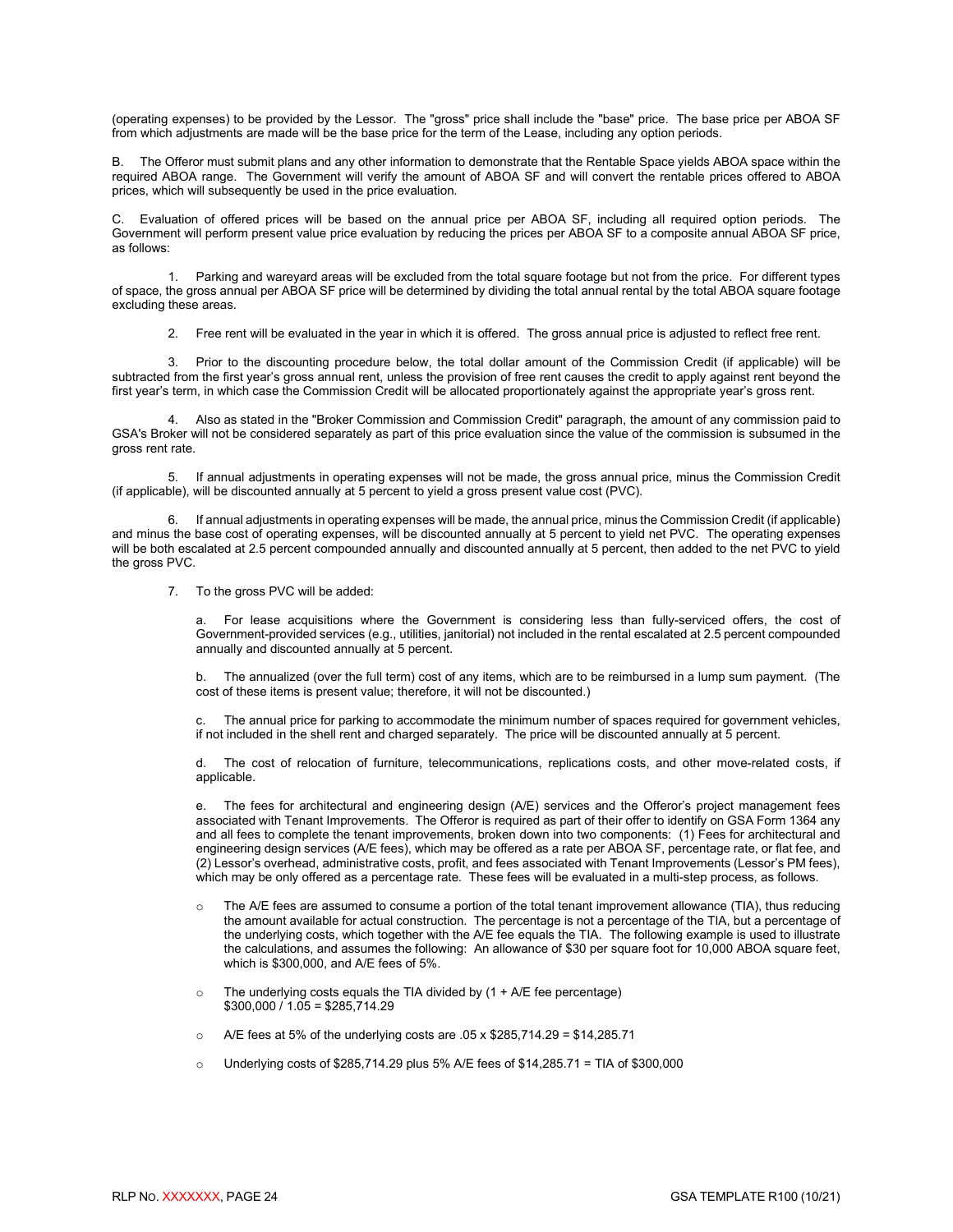(operating expenses) to be provided by the Lessor. The "gross" price shall include the "base" price. The base price per ABOA SF from which adjustments are made will be the base price for the term of the Lease, including any option periods.

B. The Offeror must submit plans and any other information to demonstrate that the Rentable Space yields ABOA space within the required ABOA range. The Government will verify the amount of ABOA SF and will convert the rentable prices offered to ABOA prices, which will subsequently be used in the price evaluation.

C. Evaluation of offered prices will be based on the annual price per ABOA SF, including all required option periods. The Government will perform present value price evaluation by reducing the prices per ABOA SF to a composite annual ABOA SF price, as follows:

1. Parking and wareyard areas will be excluded from the total square footage but not from the price. For different types of space, the gross annual per ABOA SF price will be determined by dividing the total annual rental by the total ABOA square footage excluding these areas.

2. Free rent will be evaluated in the year in which it is offered. The gross annual price is adjusted to reflect free rent.

3. Prior to the discounting procedure below, the total dollar amount of the Commission Credit (if applicable) will be subtracted from the first year's gross annual rent, unless the provision of free rent causes the credit to apply against rent beyond the first year's term, in which case the Commission Credit will be allocated proportionately against the appropriate year's gross rent.

4. Also as stated in the "Broker Commission and Commission Credit" paragraph, the amount of any commission paid to GSA's Broker will not be considered separately as part of this price evaluation since the value of the commission is subsumed in the gross rent rate.

5. If annual adjustments in operating expenses will not be made, the gross annual price, minus the Commission Credit (if applicable), will be discounted annually at 5 percent to yield a gross present value cost (PVC).

6. If annual adjustments in operating expenses will be made, the annual price, minus the Commission Credit (if applicable) and minus the base cost of operating expenses, will be discounted annually at 5 percent to yield net PVC. The operating expenses will be both escalated at 2.5 percent compounded annually and discounted annually at 5 percent, then added to the net PVC to yield the gross PVC.

7. To the gross PVC will be added:

a. For lease acquisitions where the Government is considering less than fully-serviced offers, the cost of Government-provided services (e.g., utilities, janitorial) not included in the rental escalated at 2.5 percent compounded annually and discounted annually at 5 percent.

b. The annualized (over the full term) cost of any items, which are to be reimbursed in a lump sum payment. (The cost of these items is present value; therefore, it will not be discounted.)

c. The annual price for parking to accommodate the minimum number of spaces required for government vehicles, if not included in the shell rent and charged separately. The price will be discounted annually at 5 percent.

d. The cost of relocation of furniture, telecommunications, replications costs, and other move-related costs, if applicable.

e. The fees for architectural and engineering design (A/E) services and the Offeror's project management fees associated with Tenant Improvements. The Offeror is required as part of their offer to identify on GSA Form 1364 any and all fees to complete the tenant improvements, broken down into two components: (1) Fees for architectural and engineering design services (A/E fees), which may be offered as a rate per ABOA SF, percentage rate, or flat fee, and (2) Lessor's overhead, administrative costs, profit, and fees associated with Tenant Improvements (Lessor's PM fees), which may be only offered as a percentage rate. These fees will be evaluated in a multi-step process, as follows.

- The A/E fees are assumed to consume a portion of the total tenant improvement allowance (TIA), thus reducing the amount available for actual construction. The percentage is not a percentage of the TIA, but a percentage of the underlying costs, which together with the A/E fee equals the TIA. The following example is used to illustrate the calculations, and assumes the following: An allowance of $30 per square foot for 10,000 ABOA square feet, which is $300,000, and A/E fees of 5%.
- The underlying costs equals the TIA divided by (1 + A/E fee percentage)
  $300,000 / 1.05 = $285,714.29
- A/E fees at 5% of the underlying costs are .05 x $285,714.29 = $14,285.71
- Underlying costs of $285,714.29 plus 5% A/E fees of $14,285.71 = TIA of $300,000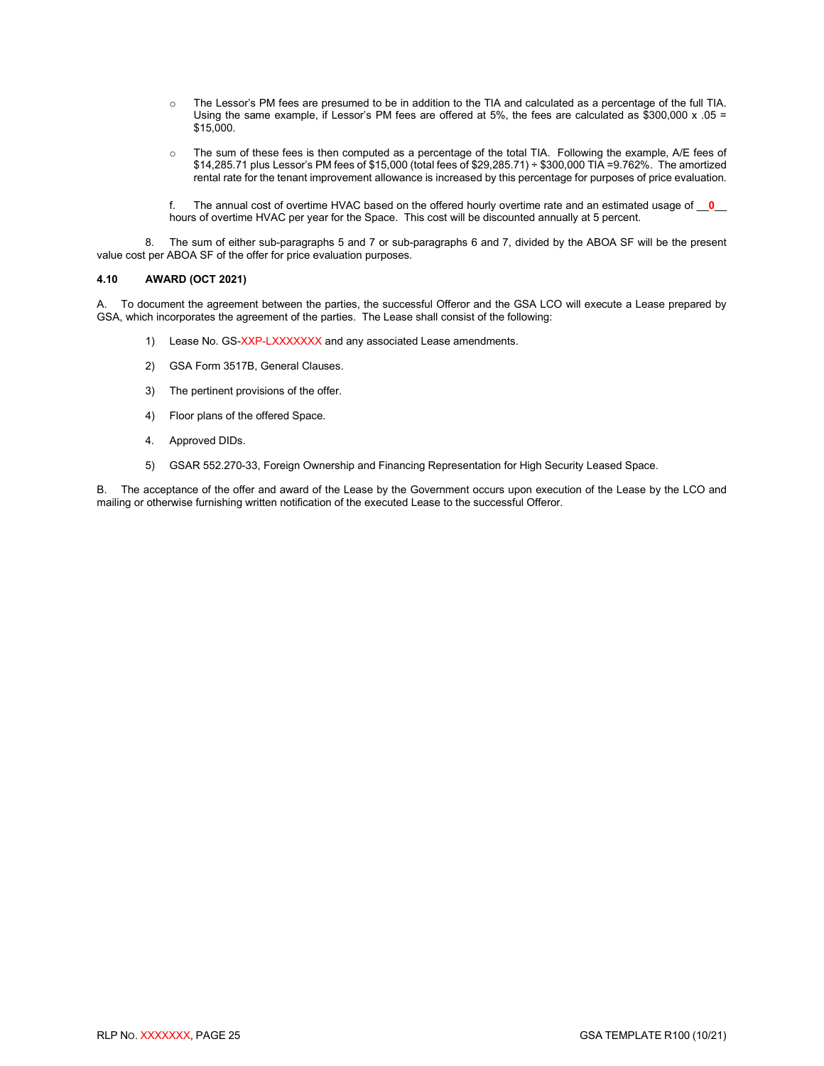- The Lessor's PM fees are presumed to be in addition to the TIA and calculated as a percentage of the full TIA. Using the same example, if Lessor's PM fees are offered at 5%, the fees are calculated as $300,000 x .05 = $15,000.

- The sum of these fees is then computed as a percentage of the total TIA. Following the example, A/E fees of $14,285.71 plus Lessor's PM fees of $15,000 (total fees of $29,285.71) ÷ $300,000 TIA =9.762%. The amortized rental rate for the tenant improvement allowance is increased by this percentage for purposes of price evaluation.

f. The annual cost of overtime HVAC based on the offered hourly overtime rate and an estimated usage of __**0**__ hours of overtime HVAC per year for the Space. This cost will be discounted annually at 5 percent.

8. The sum of either sub-paragraphs 5 and 7 or sub-paragraphs 6 and 7, divided by the ABOA SF will be the present value cost per ABOA SF of the offer for price evaluation purposes.

### 4.10 AWARD (OCT 2021)

A. To document the agreement between the parties, the successful Offeror and the GSA LCO will execute a Lease prepared by GSA, which incorporates the agreement of the parties. The Lease shall consist of the following:

1) Lease No. GS-XXP-LXXXXXXX and any associated Lease amendments.

2) GSA Form 3517B, General Clauses.

3) The pertinent provisions of the offer.

4) Floor plans of the offered Space.

4. Approved DIDs.

5) GSAR 552.270-33, Foreign Ownership and Financing Representation for High Security Leased Space.

B. The acceptance of the offer and award of the Lease by the Government occurs upon execution of the Lease by the LCO and mailing or otherwise furnishing written notification of the executed Lease to the successful Offeror.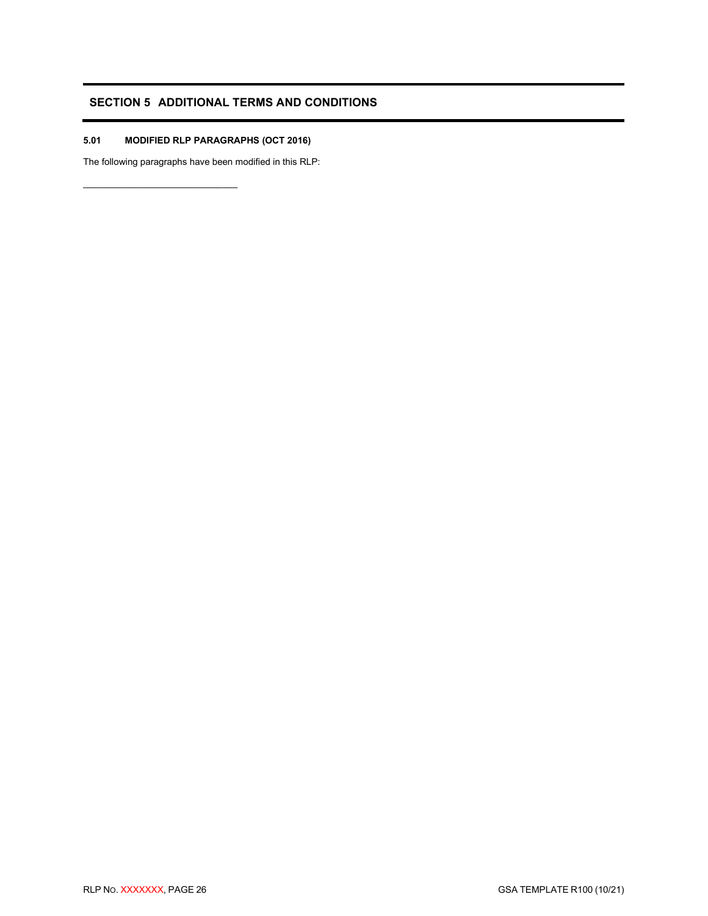## SECTION 5 ADDITIONAL TERMS AND CONDITIONS

### 5.01 MODIFIED RLP PARAGRAPHS (OCT 2016)

The following paragraphs have been modified in this RLP:

______________________________